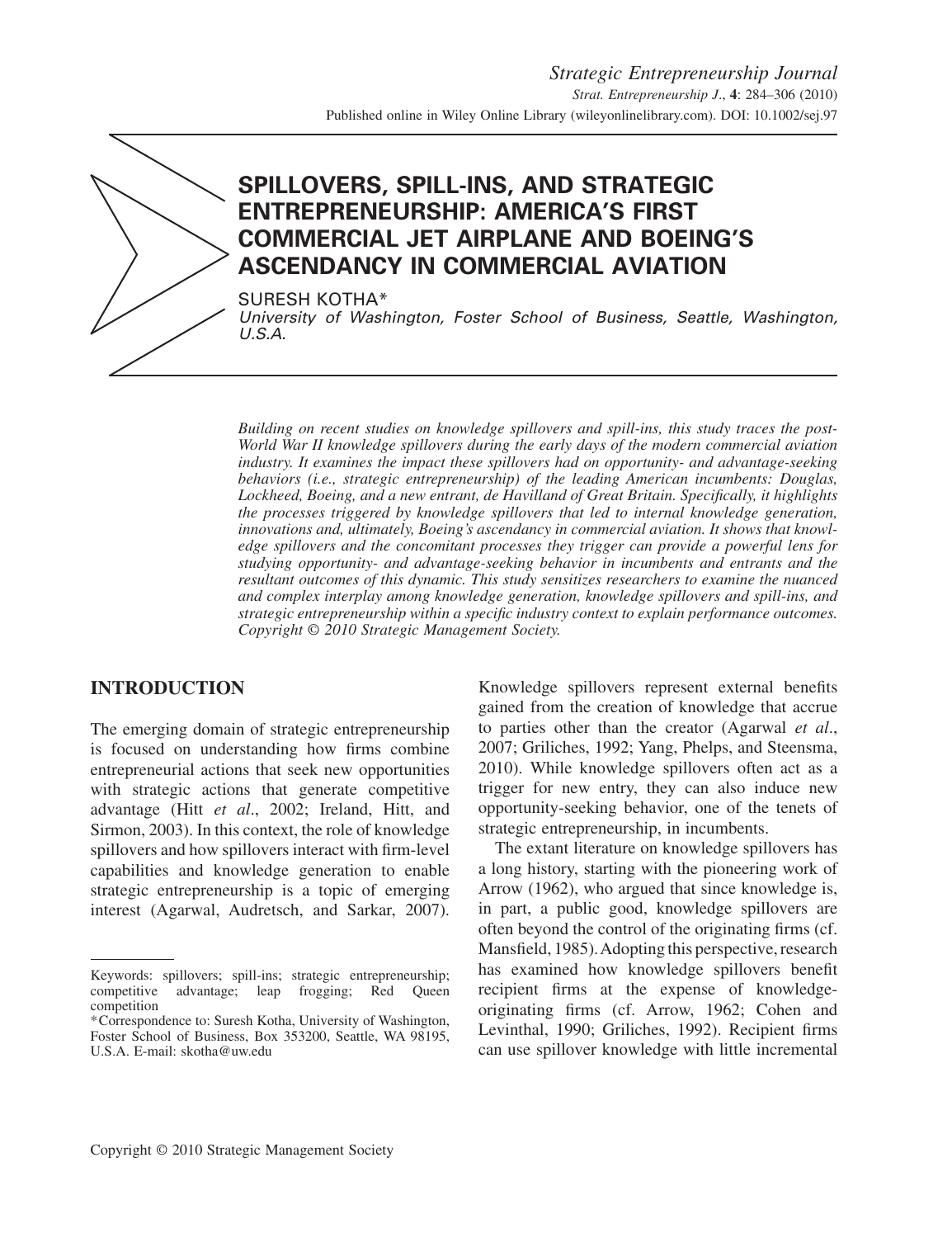# SPILLOVERS, SPILL-INS, AND STRATEGIC ENTREPRENEURSHIP: AMERICA'S FIRST COMMERCIAL JET AIRPLANE AND BOEING'S ASCENDANCY IN COMMERCIAL AVIATION

SURESH KOTHA*

*University of Washington, Foster School of Business, Seattle, Washington, U.S.A.*

*Building on recent studies on knowledge spillovers and spill-ins, this study traces the post-World War II knowledge spillovers during the early days of the modern commercial aviation industry. It examines the impact these spillovers had on opportunity- and advantage-seeking behaviors (i.e., strategic entrepreneurship) of the leading American incumbents: Douglas, Lockheed, Boeing, and a new entrant, de Havilland of Great Britain. Specifically, it highlights the processes triggered by knowledge spillovers that led to internal knowledge generation, innovations and, ultimately, Boeing's ascendancy in commercial aviation. It shows that knowledge spillovers and the concomitant processes they trigger can provide a powerful lens for studying opportunity- and advantage-seeking behavior in incumbents and entrants and the resultant outcomes of this dynamic. This study sensitizes researchers to examine the nuanced and complex interplay among knowledge generation, knowledge spillovers and spill-ins, and strategic entrepreneurship within a specific industry context to explain performance outcomes. Copyright © 2010 Strategic Management Society.*

## INTRODUCTION

The emerging domain of strategic entrepreneurship is focused on understanding how firms combine entrepreneurial actions that seek new opportunities with strategic actions that generate competitive advantage (Hitt *et al*., 2002; Ireland, Hitt, and Sirmon, 2003). In this context, the role of knowledge spillovers and how spillovers interact with firm-level capabilities and knowledge generation to enable strategic entrepreneurship is a topic of emerging interest (Agarwal, Audretsch, and Sarkar, 2007). Knowledge spillovers represent external benefits gained from the creation of knowledge that accrue to parties other than the creator (Agarwal *et al*., 2007; Griliches, 1992; Yang, Phelps, and Steensma, 2010). While knowledge spillovers often act as a trigger for new entry, they can also induce new opportunity-seeking behavior, one of the tenets of strategic entrepreneurship, in incumbents.

The extant literature on knowledge spillovers has a long history, starting with the pioneering work of Arrow (1962), who argued that since knowledge is, in part, a public good, knowledge spillovers are often beyond the control of the originating firms (cf. Mansfield, 1985). Adopting this perspective, research has examined how knowledge spillovers benefit recipient firms at the expense of knowledge-originating firms (cf. Arrow, 1962; Cohen and Levinthal, 1990; Griliches, 1992). Recipient firms can use spillover knowledge with little incremental

---

Keywords: spillovers; spill-ins; strategic entrepreneurship; competitive advantage; leap frogging; Red Queen competition

*Correspondence to: Suresh Kotha, University of Washington, Foster School of Business, Box 353200, Seattle, WA 98195, U.S.A. E-mail: skotha@uw.edu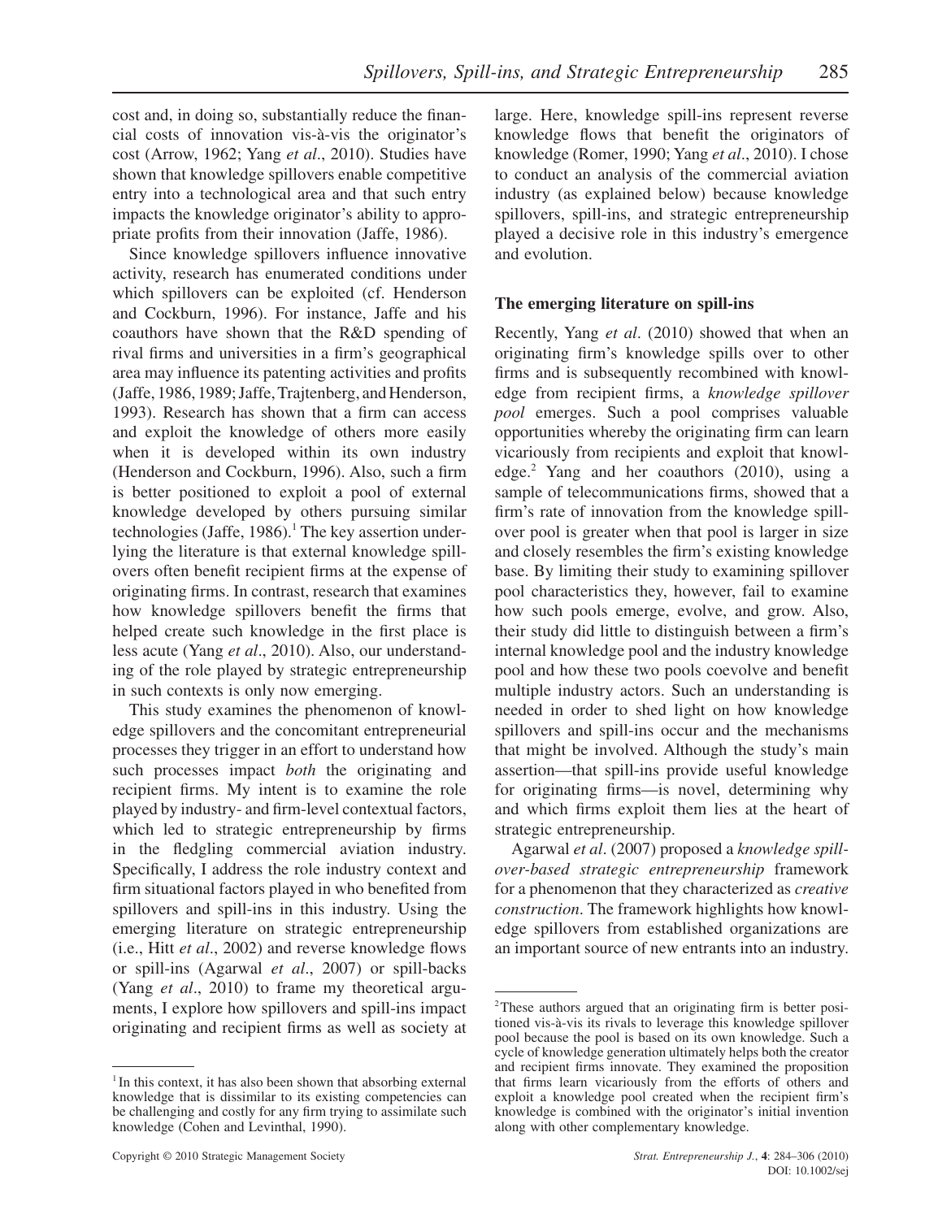cost and, in doing so, substantially reduce the financial costs of innovation vis-à-vis the originator's cost (Arrow, 1962; Yang *et al*., 2010). Studies have shown that knowledge spillovers enable competitive entry into a technological area and that such entry impacts the knowledge originator's ability to appropriate profits from their innovation (Jaffe, 1986).

Since knowledge spillovers influence innovative activity, research has enumerated conditions under which spillovers can be exploited (cf. Henderson and Cockburn, 1996). For instance, Jaffe and his coauthors have shown that the R&D spending of rival firms and universities in a firm's geographical area may influence its patenting activities and profits (Jaffe, 1986, 1989; Jaffe, Trajtenberg, and Henderson, 1993). Research has shown that a firm can access and exploit the knowledge of others more easily when it is developed within its own industry (Henderson and Cockburn, 1996). Also, such a firm is better positioned to exploit a pool of external knowledge developed by others pursuing similar technologies (Jaffe, 1986).[1] The key assertion underlying the literature is that external knowledge spillovers often benefit recipient firms at the expense of originating firms. In contrast, research that examines how knowledge spillovers benefit the firms that helped create such knowledge in the first place is less acute (Yang *et al*., 2010). Also, our understanding of the role played by strategic entrepreneurship in such contexts is only now emerging.

This study examines the phenomenon of knowledge spillovers and the concomitant entrepreneurial processes they trigger in an effort to understand how such processes impact *both* the originating and recipient firms. My intent is to examine the role played by industry- and firm-level contextual factors, which led to strategic entrepreneurship by firms in the fledgling commercial aviation industry. Specifically, I address the role industry context and firm situational factors played in who benefited from spillovers and spill-ins in this industry. Using the emerging literature on strategic entrepreneurship (i.e., Hitt *et al*., 2002) and reverse knowledge flows or spill-ins (Agarwal *et al*., 2007) or spill-backs (Yang *et al*., 2010) to frame my theoretical arguments, I explore how spillovers and spill-ins impact originating and recipient firms as well as society at large. Here, knowledge spill-ins represent reverse knowledge flows that benefit the originators of knowledge (Romer, 1990; Yang *et al*., 2010). I chose to conduct an analysis of the commercial aviation industry (as explained below) because knowledge spillovers, spill-ins, and strategic entrepreneurship played a decisive role in this industry's emergence and evolution.

### The emerging literature on spill-ins

Recently, Yang *et al*. (2010) showed that when an originating firm's knowledge spills over to other firms and is subsequently recombined with knowledge from recipient firms, a *knowledge spillover pool* emerges. Such a pool comprises valuable opportunities whereby the originating firm can learn vicariously from recipients and exploit that knowledge.[2] Yang and her coauthors (2010), using a sample of telecommunications firms, showed that a firm's rate of innovation from the knowledge spillover pool is greater when that pool is larger in size and closely resembles the firm's existing knowledge base. By limiting their study to examining spillover pool characteristics they, however, fail to examine how such pools emerge, evolve, and grow. Also, their study did little to distinguish between a firm's internal knowledge pool and the industry knowledge pool and how these two pools coevolve and benefit multiple industry actors. Such an understanding is needed in order to shed light on how knowledge spillovers and spill-ins occur and the mechanisms that might be involved. Although the study's main assertion—that spill-ins provide useful knowledge for originating firms—is novel, determining why and which firms exploit them lies at the heart of strategic entrepreneurship.

Agarwal *et al*. (2007) proposed a *knowledge spillover-based strategic entrepreneurship* framework for a phenomenon that they characterized as *creative construction*. The framework highlights how knowledge spillovers from established organizations are an important source of new entrants into an industry.

[1] In this context, it has also been shown that absorbing external knowledge that is dissimilar to its existing competencies can be challenging and costly for any firm trying to assimilate such knowledge (Cohen and Levinthal, 1990).

[2] These authors argued that an originating firm is better positioned vis-à-vis its rivals to leverage this knowledge spillover pool because the pool is based on its own knowledge. Such a cycle of knowledge generation ultimately helps both the creator and recipient firms innovate. They examined the proposition that firms learn vicariously from the efforts of others and exploit a knowledge pool created when the recipient firm's knowledge is combined with the originator's initial invention along with other complementary knowledge.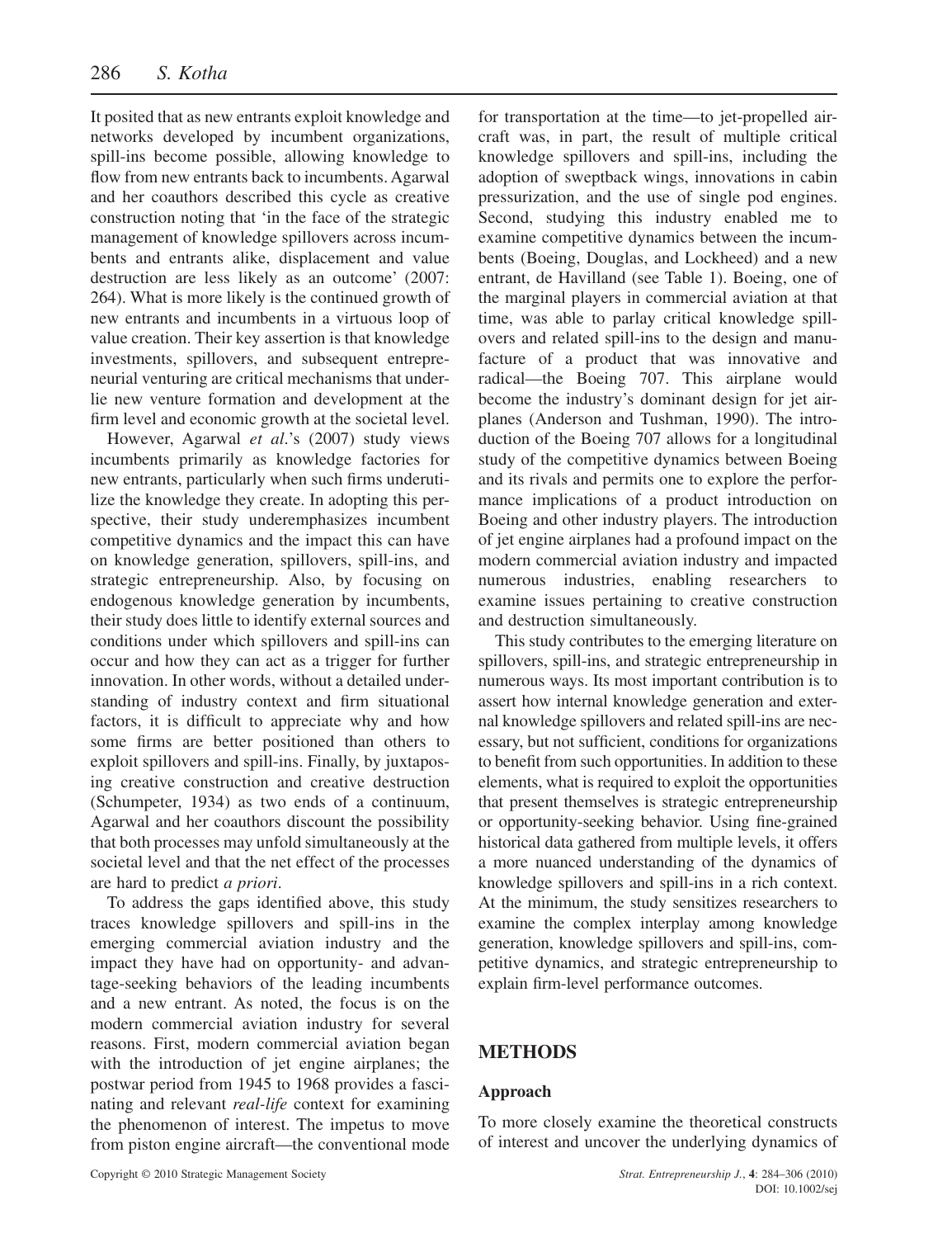It posited that as new entrants exploit knowledge and networks developed by incumbent organizations, spill-ins become possible, allowing knowledge to flow from new entrants back to incumbents. Agarwal and her coauthors described this cycle as creative construction noting that 'in the face of the strategic management of knowledge spillovers across incumbents and entrants alike, displacement and value destruction are less likely as an outcome' (2007: 264). What is more likely is the continued growth of new entrants and incumbents in a virtuous loop of value creation. Their key assertion is that knowledge investments, spillovers, and subsequent entrepreneurial venturing are critical mechanisms that underlie new venture formation and development at the firm level and economic growth at the societal level.

However, Agarwal *et al*.'s (2007) study views incumbents primarily as knowledge factories for new entrants, particularly when such firms underutilize the knowledge they create. In adopting this perspective, their study underemphasizes incumbent competitive dynamics and the impact this can have on knowledge generation, spillovers, spill-ins, and strategic entrepreneurship. Also, by focusing on endogenous knowledge generation by incumbents, their study does little to identify external sources and conditions under which spillovers and spill-ins can occur and how they can act as a trigger for further innovation. In other words, without a detailed understanding of industry context and firm situational factors, it is difficult to appreciate why and how some firms are better positioned than others to exploit spillovers and spill-ins. Finally, by juxtaposing creative construction and creative destruction (Schumpeter, 1934) as two ends of a continuum, Agarwal and her coauthors discount the possibility that both processes may unfold simultaneously at the societal level and that the net effect of the processes are hard to predict *a priori*.

To address the gaps identified above, this study traces knowledge spillovers and spill-ins in the emerging commercial aviation industry and the impact they have had on opportunity- and advantage-seeking behaviors of the leading incumbents and a new entrant. As noted, the focus is on the modern commercial aviation industry for several reasons. First, modern commercial aviation began with the introduction of jet engine airplanes; the postwar period from 1945 to 1968 provides a fascinating and relevant *real-life* context for examining the phenomenon of interest. The impetus to move from piston engine aircraft—the conventional mode for transportation at the time—to jet-propelled aircraft was, in part, the result of multiple critical knowledge spillovers and spill-ins, including the adoption of sweptback wings, innovations in cabin pressurization, and the use of single pod engines. Second, studying this industry enabled me to examine competitive dynamics between the incumbents (Boeing, Douglas, and Lockheed) and a new entrant, de Havilland (see Table 1). Boeing, one of the marginal players in commercial aviation at that time, was able to parlay critical knowledge spillovers and related spill-ins to the design and manufacture of a product that was innovative and radical—the Boeing 707. This airplane would become the industry's dominant design for jet airplanes (Anderson and Tushman, 1990). The introduction of the Boeing 707 allows for a longitudinal study of the competitive dynamics between Boeing and its rivals and permits one to explore the performance implications of a product introduction on Boeing and other industry players. The introduction of jet engine airplanes had a profound impact on the modern commercial aviation industry and impacted numerous industries, enabling researchers to examine issues pertaining to creative construction and destruction simultaneously.

This study contributes to the emerging literature on spillovers, spill-ins, and strategic entrepreneurship in numerous ways. Its most important contribution is to assert how internal knowledge generation and external knowledge spillovers and related spill-ins are necessary, but not sufficient, conditions for organizations to benefit from such opportunities. In addition to these elements, what is required to exploit the opportunities that present themselves is strategic entrepreneurship or opportunity-seeking behavior. Using fine-grained historical data gathered from multiple levels, it offers a more nuanced understanding of the dynamics of knowledge spillovers and spill-ins in a rich context. At the minimum, the study sensitizes researchers to examine the complex interplay among knowledge generation, knowledge spillovers and spill-ins, competitive dynamics, and strategic entrepreneurship to explain firm-level performance outcomes.

## METHODS

### Approach

To more closely examine the theoretical constructs of interest and uncover the underlying dynamics of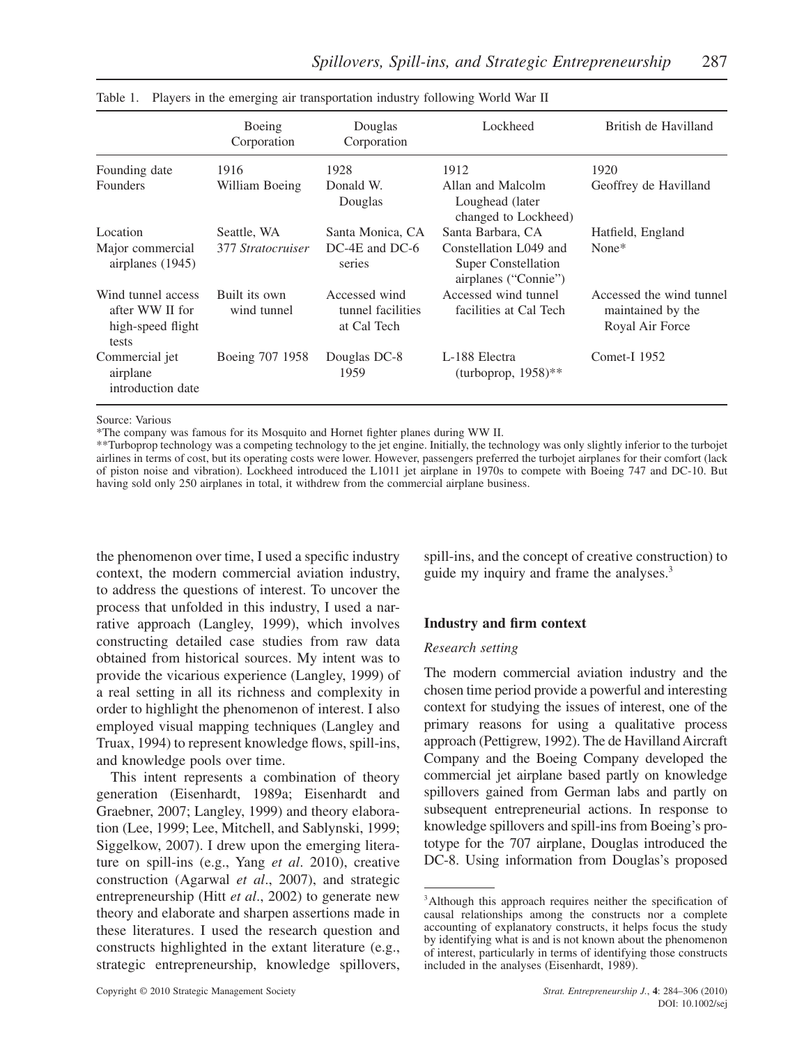Table 1. Players in the emerging air transportation industry following World War II

| | Boeing Corporation | Douglas Corporation | Lockheed | British de Havilland |
|---|---|---|---|---|
| Founding date | 1916 | 1928 | 1912 | 1920 |
| Founders | William Boeing | Donald W. Douglas | Allan and Malcolm Loughead (later changed to Lockheed) | Geoffrey de Havilland |
| Location | Seattle, WA | Santa Monica, CA | Santa Barbara, CA | Hatfield, England |
| Major commercial airplanes (1945) | 377 *Stratocruiser* | DC-4E and DC-6 series | Constellation L049 and Super Constellation airplanes ("Connie") | None* |
| Wind tunnel access after WW II for high-speed flight tests | Built its own wind tunnel | Accessed wind tunnel facilities at Cal Tech | Accessed wind tunnel facilities at Cal Tech | Accessed the wind tunnel maintained by the Royal Air Force |
| Commercial jet airplane introduction date | Boeing 707 1958 | Douglas DC-8 1959 | L-188 Electra (turboprop, 1958)** | Comet-I 1952 |

Source: Various

*The company was famous for its Mosquito and Hornet fighter planes during WW II.

**Turboprop technology was a competing technology to the jet engine. Initially, the technology was only slightly inferior to the turbojet airlines in terms of cost, but its operating costs were lower. However, passengers preferred the turbojet airplanes for their comfort (lack of piston noise and vibration). Lockheed introduced the L1011 jet airplane in 1970s to compete with Boeing 747 and DC-10. But having sold only 250 airplanes in total, it withdrew from the commercial airplane business.

the phenomenon over time, I used a specific industry context, the modern commercial aviation industry, to address the questions of interest. To uncover the process that unfolded in this industry, I used a narrative approach (Langley, 1999), which involves constructing detailed case studies from raw data obtained from historical sources. My intent was to provide the vicarious experience (Langley, 1999) of a real setting in all its richness and complexity in order to highlight the phenomenon of interest. I also employed visual mapping techniques (Langley and Truax, 1994) to represent knowledge flows, spill-ins, and knowledge pools over time.

This intent represents a combination of theory generation (Eisenhardt, 1989a; Eisenhardt and Graebner, 2007; Langley, 1999) and theory elaboration (Lee, 1999; Lee, Mitchell, and Sablynski, 1999; Siggelkow, 2007). I drew upon the emerging literature on spill-ins (e.g., Yang *et al*. 2010), creative construction (Agarwal *et al*., 2007), and strategic entrepreneurship (Hitt *et al*., 2002) to generate new theory and elaborate and sharpen assertions made in these literatures. I used the research question and constructs highlighted in the extant literature (e.g., strategic entrepreneurship, knowledge spillovers, spill-ins, and the concept of creative construction) to guide my inquiry and frame the analyses.[3]

## Industry and firm context

### *Research setting*

The modern commercial aviation industry and the chosen time period provide a powerful and interesting context for studying the issues of interest, one of the primary reasons for using a qualitative process approach (Pettigrew, 1992). The de Havilland Aircraft Company and the Boeing Company developed the commercial jet airplane based partly on knowledge spillovers gained from German labs and partly on subsequent entrepreneurial actions. In response to knowledge spillovers and spill-ins from Boeing's prototype for the 707 airplane, Douglas introduced the DC-8. Using information from Douglas's proposed

[3]Although this approach requires neither the specification of causal relationships among the constructs nor a complete accounting of explanatory constructs, it helps focus the study by identifying what is and is not known about the phenomenon of interest, particularly in terms of identifying those constructs included in the analyses (Eisenhardt, 1989).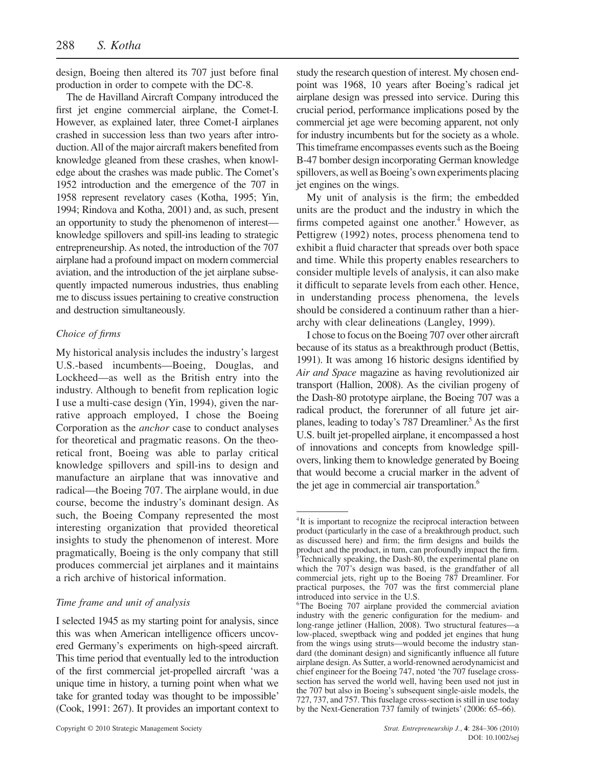design, Boeing then altered its 707 just before final production in order to compete with the DC-8.

The de Havilland Aircraft Company introduced the first jet engine commercial airplane, the Comet-I. However, as explained later, three Comet-I airplanes crashed in succession less than two years after introduction. All of the major aircraft makers benefited from knowledge gleaned from these crashes, when knowledge about the crashes was made public. The Comet's 1952 introduction and the emergence of the 707 in 1958 represent revelatory cases (Kotha, 1995; Yin, 1994; Rindova and Kotha, 2001) and, as such, present an opportunity to study the phenomenon of interest—knowledge spillovers and spill-ins leading to strategic entrepreneurship. As noted, the introduction of the 707 airplane had a profound impact on modern commercial aviation, and the introduction of the jet airplane subsequently impacted numerous industries, thus enabling me to discuss issues pertaining to creative construction and destruction simultaneously.

### *Choice of firms*

My historical analysis includes the industry's largest U.S.-based incumbents—Boeing, Douglas, and Lockheed—as well as the British entry into the industry. Although to benefit from replication logic I use a multi-case design (Yin, 1994), given the narrative approach employed, I chose the Boeing Corporation as the *anchor* case to conduct analyses for theoretical and pragmatic reasons. On the theoretical front, Boeing was able to parlay critical knowledge spillovers and spill-ins to design and manufacture an airplane that was innovative and radical—the Boeing 707. The airplane would, in due course, become the industry's dominant design. As such, the Boeing Company represented the most interesting organization that provided theoretical insights to study the phenomenon of interest. More pragmatically, Boeing is the only company that still produces commercial jet airplanes and it maintains a rich archive of historical information.

### *Time frame and unit of analysis*

I selected 1945 as my starting point for analysis, since this was when American intelligence officers uncovered Germany's experiments on high-speed aircraft. This time period that eventually led to the introduction of the first commercial jet-propelled aircraft 'was a unique time in history, a turning point when what we take for granted today was thought to be impossible' (Cook, 1991: 267). It provides an important context to study the research question of interest. My chosen endpoint was 1968, 10 years after Boeing's radical jet airplane design was pressed into service. During this crucial period, performance implications posed by the commercial jet age were becoming apparent, not only for industry incumbents but for the society as a whole. This timeframe encompasses events such as the Boeing B-47 bomber design incorporating German knowledge spillovers, as well as Boeing's own experiments placing jet engines on the wings.

My unit of analysis is the firm; the embedded units are the product and the industry in which the firms competed against one another.[4] However, as Pettigrew (1992) notes, process phenomena tend to exhibit a fluid character that spreads over both space and time. While this property enables researchers to consider multiple levels of analysis, it can also make it difficult to separate levels from each other. Hence, in understanding process phenomena, the levels should be considered a continuum rather than a hierarchy with clear delineations (Langley, 1999).

I chose to focus on the Boeing 707 over other aircraft because of its status as a breakthrough product (Bettis, 1991). It was among 16 historic designs identified by *Air and Space* magazine as having revolutionized air transport (Hallion, 2008). As the civilian progeny of the Dash-80 prototype airplane, the Boeing 707 was a radical product, the forerunner of all future jet airplanes, leading to today's 787 Dreamliner.[5] As the first U.S. built jet-propelled airplane, it encompassed a host of innovations and concepts from knowledge spillovers, linking them to knowledge generated by Boeing that would become a crucial marker in the advent of the jet age in commercial air transportation.[6]

---

[4] It is important to recognize the reciprocal interaction between product (particularly in the case of a breakthrough product, such as discussed here) and firm; the firm designs and builds the product and the product, in turn, can profoundly impact the firm.

[5] Technically speaking, the Dash-80, the experimental plane on which the 707's design was based, is the grandfather of all commercial jets, right up to the Boeing 787 Dreamliner. For practical purposes, the 707 was the first commercial plane introduced into service in the U.S.

[6] The Boeing 707 airplane provided the commercial aviation industry with the generic configuration for the medium- and long-range jetliner (Hallion, 2008). Two structural features—a low-placed, sweptback wing and podded jet engines that hung from the wings using struts—would become the industry standard (the dominant design) and significantly influence all future airplane design. As Sutter, a world-renowned aerodynamicist and chief engineer for the Boeing 747, noted 'the 707 fuselage cross-section has served the world well, having been used not just in the 707 but also in Boeing's subsequent single-aisle models, the 727, 737, and 757. This fuselage cross-section is still in use today by the Next-Generation 737 family of twinjets' (2006: 65–66).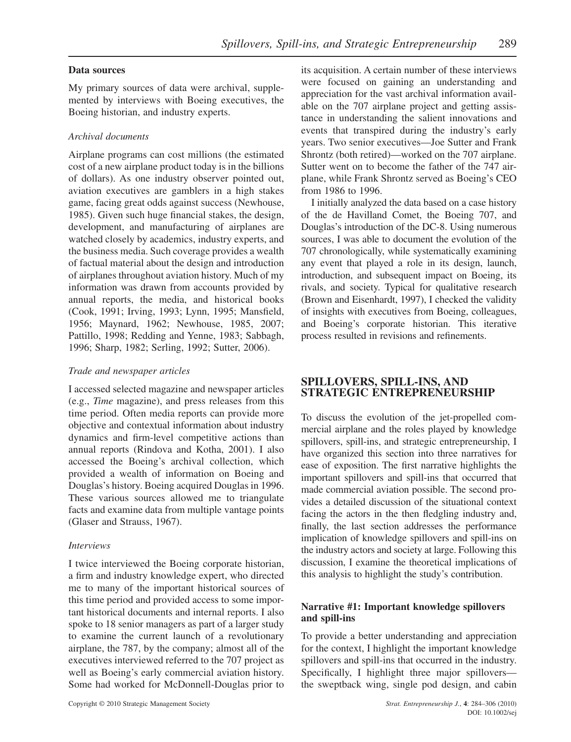### Data sources

My primary sources of data were archival, supplemented by interviews with Boeing executives, the Boeing historian, and industry experts.

#### *Archival documents*

Airplane programs can cost millions (the estimated cost of a new airplane product today is in the billions of dollars). As one industry observer pointed out, aviation executives are gamblers in a high stakes game, facing great odds against success (Newhouse, 1985). Given such huge financial stakes, the design, development, and manufacturing of airplanes are watched closely by academics, industry experts, and the business media. Such coverage provides a wealth of factual material about the design and introduction of airplanes throughout aviation history. Much of my information was drawn from accounts provided by annual reports, the media, and historical books (Cook, 1991; Irving, 1993; Lynn, 1995; Mansfield, 1956; Maynard, 1962; Newhouse, 1985, 2007; Pattillo, 1998; Redding and Yenne, 1983; Sabbagh, 1996; Sharp, 1982; Serling, 1992; Sutter, 2006).

#### *Trade and newspaper articles*

I accessed selected magazine and newspaper articles (e.g., *Time* magazine), and press releases from this time period. Often media reports can provide more objective and contextual information about industry dynamics and firm-level competitive actions than annual reports (Rindova and Kotha, 2001). I also accessed the Boeing's archival collection, which provided a wealth of information on Boeing and Douglas's history. Boeing acquired Douglas in 1996. These various sources allowed me to triangulate facts and examine data from multiple vantage points (Glaser and Strauss, 1967).

#### *Interviews*

I twice interviewed the Boeing corporate historian, a firm and industry knowledge expert, who directed me to many of the important historical sources of this time period and provided access to some important historical documents and internal reports. I also spoke to 18 senior managers as part of a larger study to examine the current launch of a revolutionary airplane, the 787, by the company; almost all of the executives interviewed referred to the 707 project as well as Boeing's early commercial aviation history. Some had worked for McDonnell-Douglas prior to its acquisition. A certain number of these interviews were focused on gaining an understanding and appreciation for the vast archival information available on the 707 airplane project and getting assistance in understanding the salient innovations and events that transpired during the industry's early years. Two senior executives—Joe Sutter and Frank Shrontz (both retired)—worked on the 707 airplane. Sutter went on to become the father of the 747 airplane, while Frank Shrontz served as Boeing's CEO from 1986 to 1996.

I initially analyzed the data based on a case history of the de Havilland Comet, the Boeing 707, and Douglas's introduction of the DC-8. Using numerous sources, I was able to document the evolution of the 707 chronologically, while systematically examining any event that played a role in its design, launch, introduction, and subsequent impact on Boeing, its rivals, and society. Typical for qualitative research (Brown and Eisenhardt, 1997), I checked the validity of insights with executives from Boeing, colleagues, and Boeing's corporate historian. This iterative process resulted in revisions and refinements.

## SPILLOVERS, SPILL-INS, AND STRATEGIC ENTREPRENEURSHIP

To discuss the evolution of the jet-propelled commercial airplane and the roles played by knowledge spillovers, spill-ins, and strategic entrepreneurship, I have organized this section into three narratives for ease of exposition. The first narrative highlights the important spillovers and spill-ins that occurred that made commercial aviation possible. The second provides a detailed discussion of the situational context facing the actors in the then fledgling industry and, finally, the last section addresses the performance implication of knowledge spillovers and spill-ins on the industry actors and society at large. Following this discussion, I examine the theoretical implications of this analysis to highlight the study's contribution.

### Narrative #1: Important knowledge spillovers and spill-ins

To provide a better understanding and appreciation for the context, I highlight the important knowledge spillovers and spill-ins that occurred in the industry. Specifically, I highlight three major spillovers—the sweptback wing, single pod design, and cabin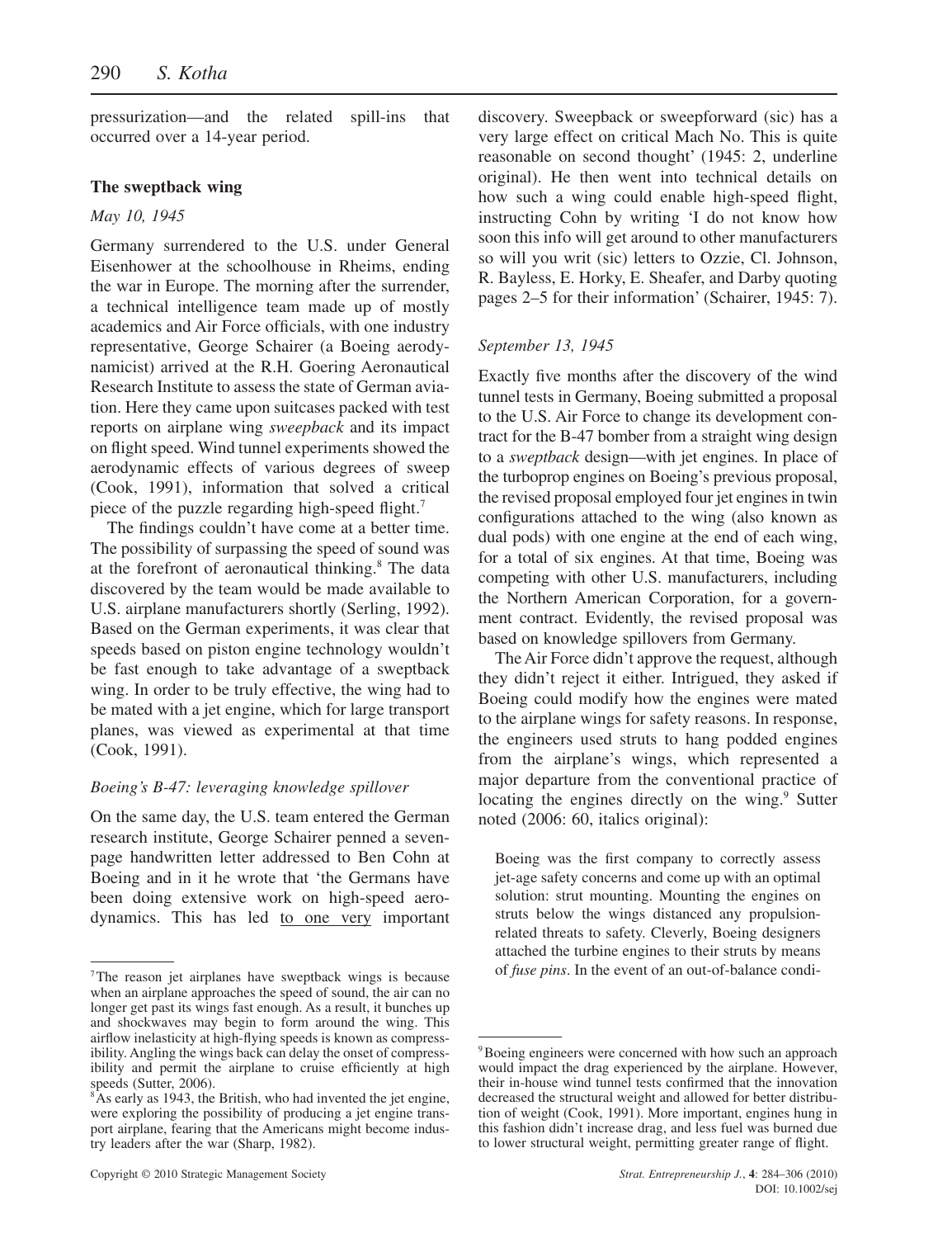pressurization—and the related spill-ins that occurred over a 14-year period.

### The sweptback wing

*May 10, 1945*

Germany surrendered to the U.S. under General Eisenhower at the schoolhouse in Rheims, ending the war in Europe. The morning after the surrender, a technical intelligence team made up of mostly academics and Air Force officials, with one industry representative, George Schairer (a Boeing aerodynamicist) arrived at the R.H. Goering Aeronautical Research Institute to assess the state of German aviation. Here they came upon suitcases packed with test reports on airplane wing *sweepback* and its impact on flight speed. Wind tunnel experiments showed the aerodynamic effects of various degrees of sweep (Cook, 1991), information that solved a critical piece of the puzzle regarding high-speed flight.[7]

The findings couldn't have come at a better time. The possibility of surpassing the speed of sound was at the forefront of aeronautical thinking.[8] The data discovered by the team would be made available to U.S. airplane manufacturers shortly (Serling, 1992). Based on the German experiments, it was clear that speeds based on piston engine technology wouldn't be fast enough to take advantage of a sweptback wing. In order to be truly effective, the wing had to be mated with a jet engine, which for large transport planes, was viewed as experimental at that time (Cook, 1991).

*Boeing's B-47: leveraging knowledge spillover*

On the same day, the U.S. team entered the German research institute, George Schairer penned a seven-page handwritten letter addressed to Ben Cohn at Boeing and in it he wrote that 'the Germans have been doing extensive work on high-speed aerodynamics. This has led to one very important discovery. Sweepback or sweepforward (sic) has a very large effect on critical Mach No. This is quite reasonable on second thought' (1945: 2, underline original). He then went into technical details on how such a wing could enable high-speed flight, instructing Cohn by writing 'I do not know how soon this info will get around to other manufacturers so will you writ (sic) letters to Ozzie, Cl. Johnson, R. Bayless, E. Horky, E. Sheafer, and Darby quoting pages 2–5 for their information' (Schairer, 1945: 7).

*September 13, 1945*

Exactly five months after the discovery of the wind tunnel tests in Germany, Boeing submitted a proposal to the U.S. Air Force to change its development contract for the B-47 bomber from a straight wing design to a *sweptback* design—with jet engines. In place of the turboprop engines on Boeing's previous proposal, the revised proposal employed four jet engines in twin configurations attached to the wing (also known as dual pods) with one engine at the end of each wing, for a total of six engines. At that time, Boeing was competing with other U.S. manufacturers, including the Northern American Corporation, for a government contract. Evidently, the revised proposal was based on knowledge spillovers from Germany.

The Air Force didn't approve the request, although they didn't reject it either. Intrigued, they asked if Boeing could modify how the engines were mated to the airplane wings for safety reasons. In response, the engineers used struts to hang podded engines from the airplane's wings, which represented a major departure from the conventional practice of locating the engines directly on the wing.[9] Sutter noted (2006: 60, italics original):

> Boeing was the first company to correctly assess jet-age safety concerns and come up with an optimal solution: strut mounting. Mounting the engines on struts below the wings distanced any propulsion-related threats to safety. Cleverly, Boeing designers attached the turbine engines to their struts by means of *fuse pins*. In the event of an out-of-balance condi-

---

[7] The reason jet airplanes have sweptback wings is because when an airplane approaches the speed of sound, the air can no longer get past its wings fast enough. As a result, it bunches up and shockwaves may begin to form around the wing. This airflow inelasticity at high-flying speeds is known as compressibility. Angling the wings back can delay the onset of compressibility and permit the airplane to cruise efficiently at high speeds (Sutter, 2006).

[8] As early as 1943, the British, who had invented the jet engine, were exploring the possibility of producing a jet engine transport airplane, fearing that the Americans might become industry leaders after the war (Sharp, 1982).

[9] Boeing engineers were concerned with how such an approach would impact the drag experienced by the airplane. However, their in-house wind tunnel tests confirmed that the innovation decreased the structural weight and allowed for better distribution of weight (Cook, 1991). More important, engines hung in this fashion didn't increase drag, and less fuel was burned due to lower structural weight, permitting greater range of flight.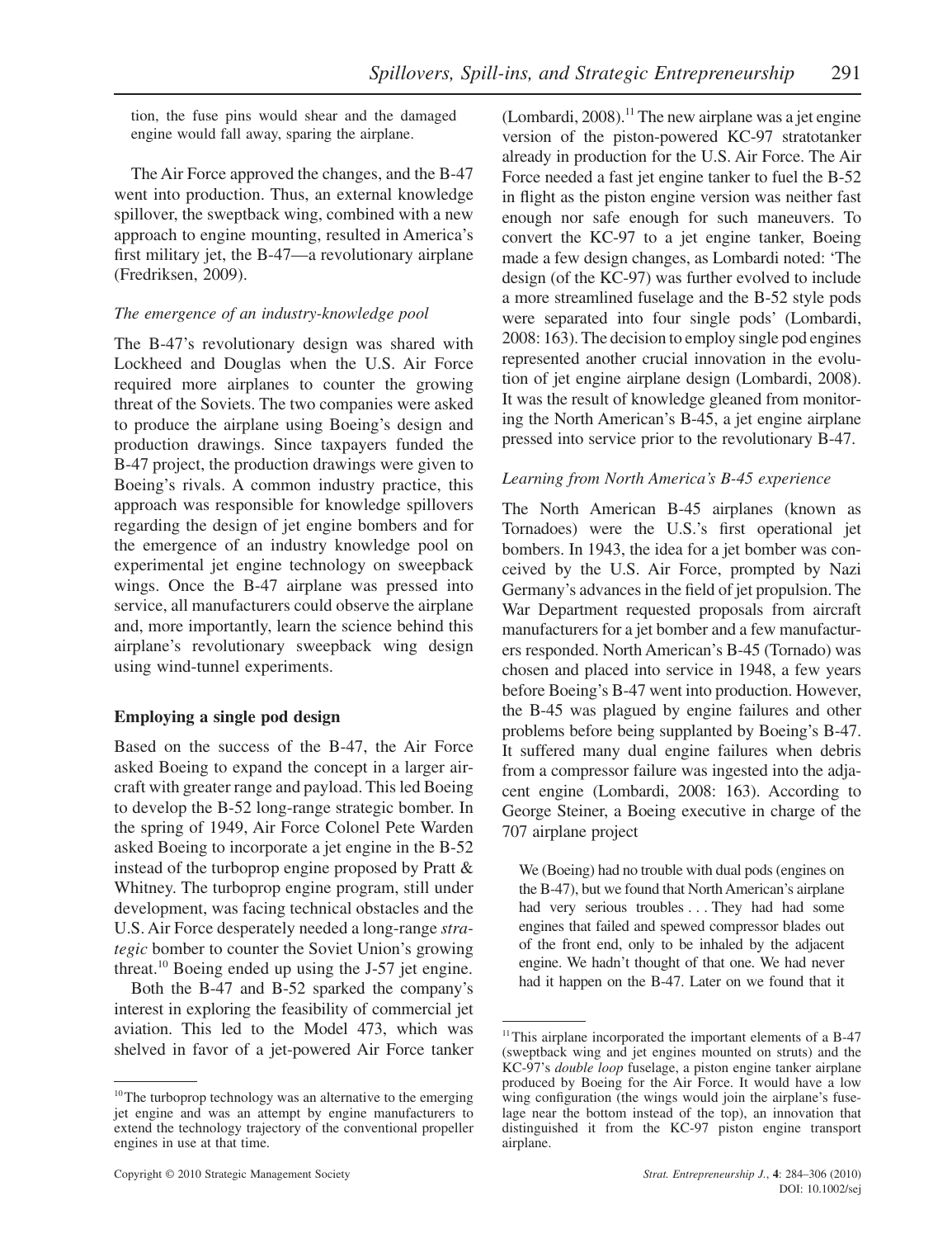tion, the fuse pins would shear and the damaged engine would fall away, sparing the airplane.

The Air Force approved the changes, and the B-47 went into production. Thus, an external knowledge spillover, the sweptback wing, combined with a new approach to engine mounting, resulted in America's first military jet, the B-47—a revolutionary airplane (Fredriksen, 2009).

*The emergence of an industry-knowledge pool*

The B-47's revolutionary design was shared with Lockheed and Douglas when the U.S. Air Force required more airplanes to counter the growing threat of the Soviets. The two companies were asked to produce the airplane using Boeing's design and production drawings. Since taxpayers funded the B-47 project, the production drawings were given to Boeing's rivals. A common industry practice, this approach was responsible for knowledge spillovers regarding the design of jet engine bombers and for the emergence of an industry knowledge pool on experimental jet engine technology on sweepback wings. Once the B-47 airplane was pressed into service, all manufacturers could observe the airplane and, more importantly, learn the science behind this airplane's revolutionary sweepback wing design using wind-tunnel experiments.

## Employing a single pod design

Based on the success of the B-47, the Air Force asked Boeing to expand the concept in a larger aircraft with greater range and payload. This led Boeing to develop the B-52 long-range strategic bomber. In the spring of 1949, Air Force Colonel Pete Warden asked Boeing to incorporate a jet engine in the B-52 instead of the turboprop engine proposed by Pratt & Whitney. The turboprop engine program, still under development, was facing technical obstacles and the U.S. Air Force desperately needed a long-range *strategic* bomber to counter the Soviet Union's growing threat.[10] Boeing ended up using the J-57 jet engine.

Both the B-47 and B-52 sparked the company's interest in exploring the feasibility of commercial jet aviation. This led to the Model 473, which was shelved in favor of a jet-powered Air Force tanker (Lombardi, 2008).[11] The new airplane was a jet engine version of the piston-powered KC-97 stratotanker already in production for the U.S. Air Force. The Air Force needed a fast jet engine tanker to fuel the B-52 in flight as the piston engine version was neither fast enough nor safe enough for such maneuvers. To convert the KC-97 to a jet engine tanker, Boeing made a few design changes, as Lombardi noted: 'The design (of the KC-97) was further evolved to include a more streamlined fuselage and the B-52 style pods were separated into four single pods' (Lombardi, 2008: 163). The decision to employ single pod engines represented another crucial innovation in the evolution of jet engine airplane design (Lombardi, 2008). It was the result of knowledge gleaned from monitoring the North American's B-45, a jet engine airplane pressed into service prior to the revolutionary B-47.

*Learning from North America's B-45 experience*

The North American B-45 airplanes (known as Tornadoes) were the U.S.'s first operational jet bombers. In 1943, the idea for a jet bomber was conceived by the U.S. Air Force, prompted by Nazi Germany's advances in the field of jet propulsion. The War Department requested proposals from aircraft manufacturers for a jet bomber and a few manufacturers responded. North American's B-45 (Tornado) was chosen and placed into service in 1948, a few years before Boeing's B-47 went into production. However, the B-45 was plagued by engine failures and other problems before being supplanted by Boeing's B-47. It suffered many dual engine failures when debris from a compressor failure was ingested into the adjacent engine (Lombardi, 2008: 163). According to George Steiner, a Boeing executive in charge of the 707 airplane project

> We (Boeing) had no trouble with dual pods (engines on the B-47), but we found that North American's airplane had very serious troubles . . . They had had some engines that failed and spewed compressor blades out of the front end, only to be inhaled by the adjacent engine. We hadn't thought of that one. We had never had it happen on the B-47. Later on we found that it

[10] The turboprop technology was an alternative to the emerging jet engine and was an attempt by engine manufacturers to extend the technology trajectory of the conventional propeller engines in use at that time.

[11] This airplane incorporated the important elements of a B-47 (sweptback wing and jet engines mounted on struts) and the KC-97's *double loop* fuselage, a piston engine tanker airplane produced by Boeing for the Air Force. It would have a low wing configuration (the wings would join the airplane's fuselage near the bottom instead of the top), an innovation that distinguished it from the KC-97 piston engine transport airplane.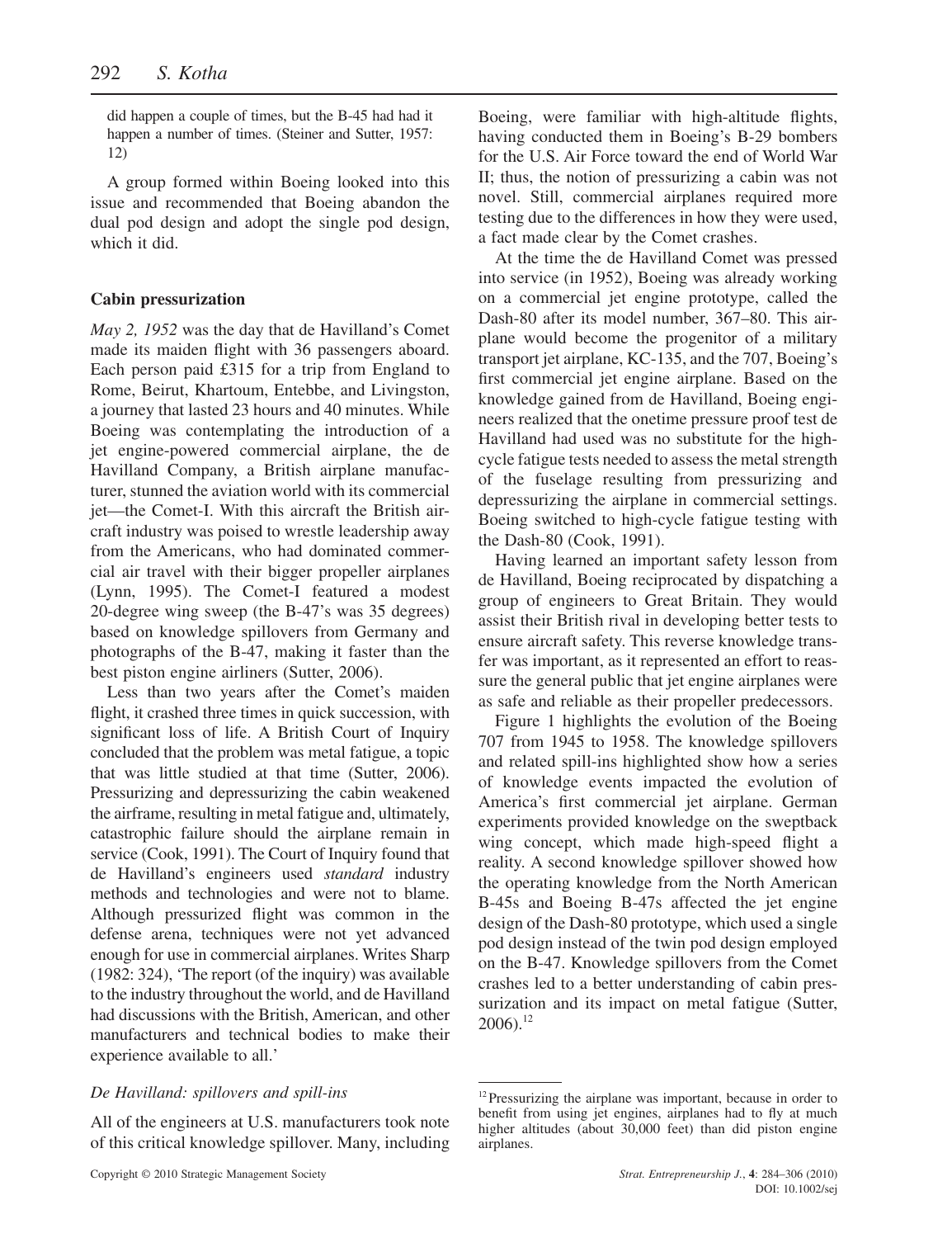did happen a couple of times, but the B-45 had had it happen a number of times. (Steiner and Sutter, 1957: 12)

A group formed within Boeing looked into this issue and recommended that Boeing abandon the dual pod design and adopt the single pod design, which it did.

### Cabin pressurization

*May 2, 1952* was the day that de Havilland's Comet made its maiden flight with 36 passengers aboard. Each person paid £315 for a trip from England to Rome, Beirut, Khartoum, Entebbe, and Livingston, a journey that lasted 23 hours and 40 minutes. While Boeing was contemplating the introduction of a jet engine-powered commercial airplane, the de Havilland Company, a British airplane manufacturer, stunned the aviation world with its commercial jet—the Comet-I. With this aircraft the British aircraft industry was poised to wrestle leadership away from the Americans, who had dominated commercial air travel with their bigger propeller airplanes (Lynn, 1995). The Comet-I featured a modest 20-degree wing sweep (the B-47's was 35 degrees) based on knowledge spillovers from Germany and photographs of the B-47, making it faster than the best piston engine airliners (Sutter, 2006).

Less than two years after the Comet's maiden flight, it crashed three times in quick succession, with significant loss of life. A British Court of Inquiry concluded that the problem was metal fatigue, a topic that was little studied at that time (Sutter, 2006). Pressurizing and depressurizing the cabin weakened the airframe, resulting in metal fatigue and, ultimately, catastrophic failure should the airplane remain in service (Cook, 1991). The Court of Inquiry found that de Havilland's engineers used *standard* industry methods and technologies and were not to blame. Although pressurized flight was common in the defense arena, techniques were not yet advanced enough for use in commercial airplanes. Writes Sharp (1982: 324), 'The report (of the inquiry) was available to the industry throughout the world, and de Havilland had discussions with the British, American, and other manufacturers and technical bodies to make their experience available to all.'

#### *De Havilland: spillovers and spill-ins*

All of the engineers at U.S. manufacturers took note of this critical knowledge spillover. Many, including Boeing, were familiar with high-altitude flights, having conducted them in Boeing's B-29 bombers for the U.S. Air Force toward the end of World War II; thus, the notion of pressurizing a cabin was not novel. Still, commercial airplanes required more testing due to the differences in how they were used, a fact made clear by the Comet crashes.

At the time the de Havilland Comet was pressed into service (in 1952), Boeing was already working on a commercial jet engine prototype, called the Dash-80 after its model number, 367–80. This airplane would become the progenitor of a military transport jet airplane, KC-135, and the 707, Boeing's first commercial jet engine airplane. Based on the knowledge gained from de Havilland, Boeing engineers realized that the onetime pressure proof test de Havilland had used was no substitute for the high-cycle fatigue tests needed to assess the metal strength of the fuselage resulting from pressurizing and depressurizing the airplane in commercial settings. Boeing switched to high-cycle fatigue testing with the Dash-80 (Cook, 1991).

Having learned an important safety lesson from de Havilland, Boeing reciprocated by dispatching a group of engineers to Great Britain. They would assist their British rival in developing better tests to ensure aircraft safety. This reverse knowledge transfer was important, as it represented an effort to reassure the general public that jet engine airplanes were as safe and reliable as their propeller predecessors.

Figure 1 highlights the evolution of the Boeing 707 from 1945 to 1958. The knowledge spillovers and related spill-ins highlighted show how a series of knowledge events impacted the evolution of America's first commercial jet airplane. German experiments provided knowledge on the sweptback wing concept, which made high-speed flight a reality. A second knowledge spillover showed how the operating knowledge from the North American B-45s and Boeing B-47s affected the jet engine design of the Dash-80 prototype, which used a single pod design instead of the twin pod design employed on the B-47. Knowledge spillovers from the Comet crashes led to a better understanding of cabin pressurization and its impact on metal fatigue (Sutter, 2006).[12]

[12] Pressurizing the airplane was important, because in order to benefit from using jet engines, airplanes had to fly at much higher altitudes (about 30,000 feet) than did piston engine airplanes.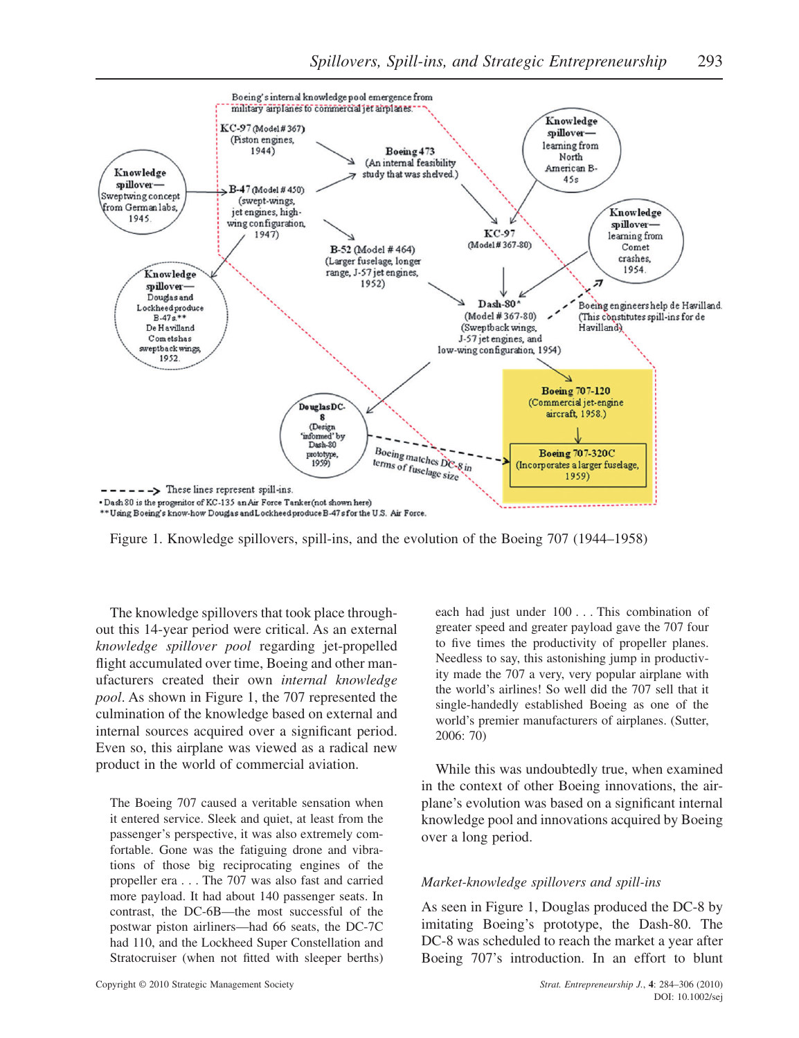Figure 1. Knowledge spillovers, spill-ins, and the evolution of the Boeing 707 (1944–1958)

The knowledge spillovers that took place throughout this 14-year period were critical. As an external *knowledge spillover pool* regarding jet-propelled flight accumulated over time, Boeing and other manufacturers created their own *internal knowledge pool*. As shown in Figure 1, the 707 represented the culmination of the knowledge based on external and internal sources acquired over a significant period. Even so, this airplane was viewed as a radical new product in the world of commercial aviation.

> The Boeing 707 caused a veritable sensation when it entered service. Sleek and quiet, at least from the passenger's perspective, it was also extremely comfortable. Gone was the fatiguing drone and vibrations of those big reciprocating engines of the propeller era . . . The 707 was also fast and carried more payload. It had about 140 passenger seats. In contrast, the DC-6B—the most successful of the postwar piston airliners—had 66 seats, the DC-7C had 110, and the Lockheed Super Constellation and Stratocruiser (when not fitted with sleeper berths) each had just under 100 . . . This combination of greater speed and greater payload gave the 707 four to five times the productivity of propeller planes. Needless to say, this astonishing jump in productivity made the 707 a very, very popular airplane with the world's airlines! So well did the 707 sell that it single-handedly established Boeing as one of the world's premier manufacturers of airplanes. (Sutter, 2006: 70)

While this was undoubtedly true, when examined in the context of other Boeing innovations, the airplane's evolution was based on a significant internal knowledge pool and innovations acquired by Boeing over a long period.

### *Market-knowledge spillovers and spill-ins*

As seen in Figure 1, Douglas produced the DC-8 by imitating Boeing's prototype, the Dash-80. The DC-8 was scheduled to reach the market a year after Boeing 707's introduction. In an effort to blunt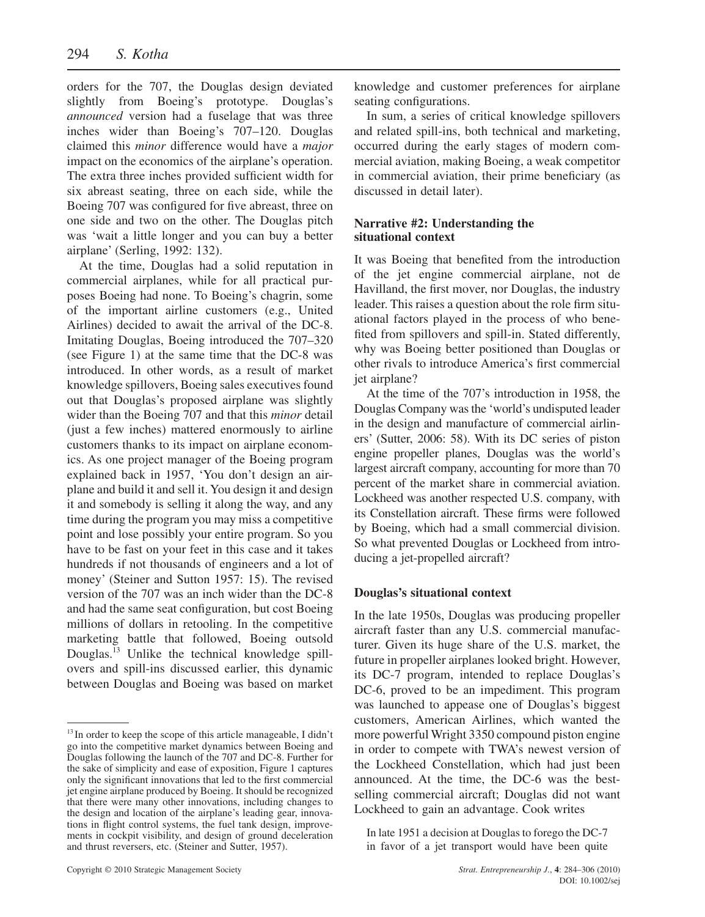orders for the 707, the Douglas design deviated slightly from Boeing's prototype. Douglas's *announced* version had a fuselage that was three inches wider than Boeing's 707–120. Douglas claimed this *minor* difference would have a *major* impact on the economics of the airplane's operation. The extra three inches provided sufficient width for six abreast seating, three on each side, while the Boeing 707 was configured for five abreast, three on one side and two on the other. The Douglas pitch was 'wait a little longer and you can buy a better airplane' (Serling, 1992: 132).

At the time, Douglas had a solid reputation in commercial airplanes, while for all practical purposes Boeing had none. To Boeing's chagrin, some of the important airline customers (e.g., United Airlines) decided to await the arrival of the DC-8. Imitating Douglas, Boeing introduced the 707–320 (see Figure 1) at the same time that the DC-8 was introduced. In other words, as a result of market knowledge spillovers, Boeing sales executives found out that Douglas's proposed airplane was slightly wider than the Boeing 707 and that this *minor* detail (just a few inches) mattered enormously to airline customers thanks to its impact on airplane economics. As one project manager of the Boeing program explained back in 1957, 'You don't design an airplane and build it and sell it. You design it and design it and somebody is selling it along the way, and any time during the program you may miss a competitive point and lose possibly your entire program. So you have to be fast on your feet in this case and it takes hundreds if not thousands of engineers and a lot of money' (Steiner and Sutton 1957: 15). The revised version of the 707 was an inch wider than the DC-8 and had the same seat configuration, but cost Boeing millions of dollars in retooling. In the competitive marketing battle that followed, Boeing outsold Douglas.[13] Unlike the technical knowledge spillovers and spill-ins discussed earlier, this dynamic between Douglas and Boeing was based on market knowledge and customer preferences for airplane seating configurations.

In sum, a series of critical knowledge spillovers and related spill-ins, both technical and marketing, occurred during the early stages of modern commercial aviation, making Boeing, a weak competitor in commercial aviation, their prime beneficiary (as discussed in detail later).

### Narrative #2: Understanding the situational context

It was Boeing that benefited from the introduction of the jet engine commercial airplane, not de Havilland, the first mover, nor Douglas, the industry leader. This raises a question about the role firm situational factors played in the process of who benefited from spillovers and spill-in. Stated differently, why was Boeing better positioned than Douglas or other rivals to introduce America's first commercial jet airplane?

At the time of the 707's introduction in 1958, the Douglas Company was the 'world's undisputed leader in the design and manufacture of commercial airliners' (Sutter, 2006: 58). With its DC series of piston engine propeller planes, Douglas was the world's largest aircraft company, accounting for more than 70 percent of the market share in commercial aviation. Lockheed was another respected U.S. company, with its Constellation aircraft. These firms were followed by Boeing, which had a small commercial division. So what prevented Douglas or Lockheed from introducing a jet-propelled aircraft?

### Douglas's situational context

In the late 1950s, Douglas was producing propeller aircraft faster than any U.S. commercial manufacturer. Given its huge share of the U.S. market, the future in propeller airplanes looked bright. However, its DC-7 program, intended to replace Douglas's DC-6, proved to be an impediment. This program was launched to appease one of Douglas's biggest customers, American Airlines, which wanted the more powerful Wright 3350 compound piston engine in order to compete with TWA's newest version of the Lockheed Constellation, which had just been announced. At the time, the DC-6 was the best-selling commercial aircraft; Douglas did not want Lockheed to gain an advantage. Cook writes

> In late 1951 a decision at Douglas to forego the DC-7 in favor of a jet transport would have been quite

[13] In order to keep the scope of this article manageable, I didn't go into the competitive market dynamics between Boeing and Douglas following the launch of the 707 and DC-8. Further for the sake of simplicity and ease of exposition, Figure 1 captures only the significant innovations that led to the first commercial jet engine airplane produced by Boeing. It should be recognized that there were many other innovations, including changes to the design and location of the airplane's leading gear, innovations in flight control systems, the fuel tank design, improvements in cockpit visibility, and design of ground deceleration and thrust reversers, etc. (Steiner and Sutter, 1957).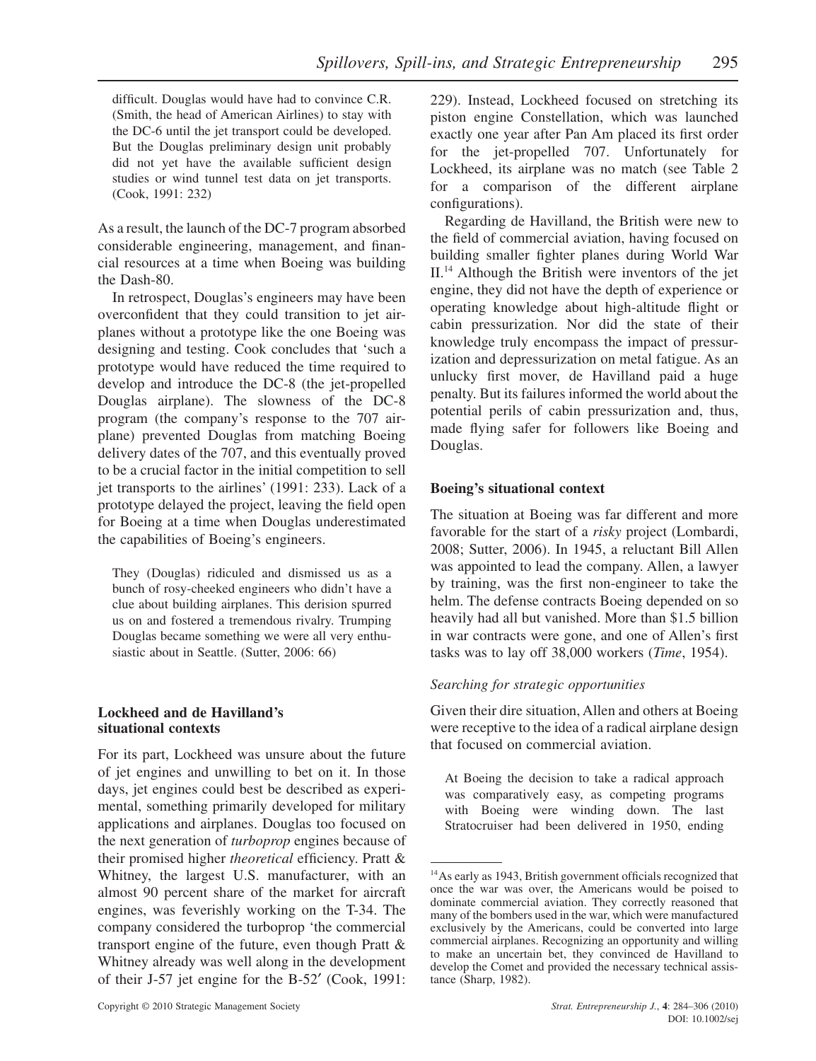difficult. Douglas would have had to convince C.R. (Smith, the head of American Airlines) to stay with the DC-6 until the jet transport could be developed. But the Douglas preliminary design unit probably did not yet have the available sufficient design studies or wind tunnel test data on jet transports. (Cook, 1991: 232)

As a result, the launch of the DC-7 program absorbed considerable engineering, management, and financial resources at a time when Boeing was building the Dash-80.

In retrospect, Douglas's engineers may have been overconfident that they could transition to jet airplanes without a prototype like the one Boeing was designing and testing. Cook concludes that 'such a prototype would have reduced the time required to develop and introduce the DC-8 (the jet-propelled Douglas airplane). The slowness of the DC-8 program (the company's response to the 707 airplane) prevented Douglas from matching Boeing delivery dates of the 707, and this eventually proved to be a crucial factor in the initial competition to sell jet transports to the airlines' (1991: 233). Lack of a prototype delayed the project, leaving the field open for Boeing at a time when Douglas underestimated the capabilities of Boeing's engineers.

> They (Douglas) ridiculed and dismissed us as a bunch of rosy-cheeked engineers who didn't have a clue about building airplanes. This derision spurred us on and fostered a tremendous rivalry. Trumping Douglas became something we were all very enthusiastic about in Seattle. (Sutter, 2006: 66)

### Lockheed and de Havilland's situational contexts

For its part, Lockheed was unsure about the future of jet engines and unwilling to bet on it. In those days, jet engines could best be described as experimental, something primarily developed for military applications and airplanes. Douglas too focused on the next generation of *turboprop* engines because of their promised higher *theoretical* efficiency. Pratt & Whitney, the largest U.S. manufacturer, with an almost 90 percent share of the market for aircraft engines, was feverishly working on the T-34. The company considered the turboprop 'the commercial transport engine of the future, even though Pratt & Whitney already was well along in the development of their J-57 jet engine for the B-52′ (Cook, 1991: 229). Instead, Lockheed focused on stretching its piston engine Constellation, which was launched exactly one year after Pan Am placed its first order for the jet-propelled 707. Unfortunately for Lockheed, its airplane was no match (see Table 2 for a comparison of the different airplane configurations).

Regarding de Havilland, the British were new to the field of commercial aviation, having focused on building smaller fighter planes during World War II.[14] Although the British were inventors of the jet engine, they did not have the depth of experience or operating knowledge about high-altitude flight or cabin pressurization. Nor did the state of their knowledge truly encompass the impact of pressurization and depressurization on metal fatigue. As an unlucky first mover, de Havilland paid a huge penalty. But its failures informed the world about the potential perils of cabin pressurization and, thus, made flying safer for followers like Boeing and Douglas.

### Boeing's situational context

The situation at Boeing was far different and more favorable for the start of a *risky* project (Lombardi, 2008; Sutter, 2006). In 1945, a reluctant Bill Allen was appointed to lead the company. Allen, a lawyer by training, was the first non-engineer to take the helm. The defense contracts Boeing depended on so heavily had all but vanished. More than $1.5 billion in war contracts were gone, and one of Allen's first tasks was to lay off 38,000 workers (*Time*, 1954).

#### *Searching for strategic opportunities*

Given their dire situation, Allen and others at Boeing were receptive to the idea of a radical airplane design that focused on commercial aviation.

> At Boeing the decision to take a radical approach was comparatively easy, as competing programs with Boeing were winding down. The last Stratocruiser had been delivered in 1950, ending

[14] As early as 1943, British government officials recognized that once the war was over, the Americans would be poised to dominate commercial aviation. They correctly reasoned that many of the bombers used in the war, which were manufactured exclusively by the Americans, could be converted into large commercial airplanes. Recognizing an opportunity and willing to make an uncertain bet, they convinced de Havilland to develop the Comet and provided the necessary technical assistance (Sharp, 1982).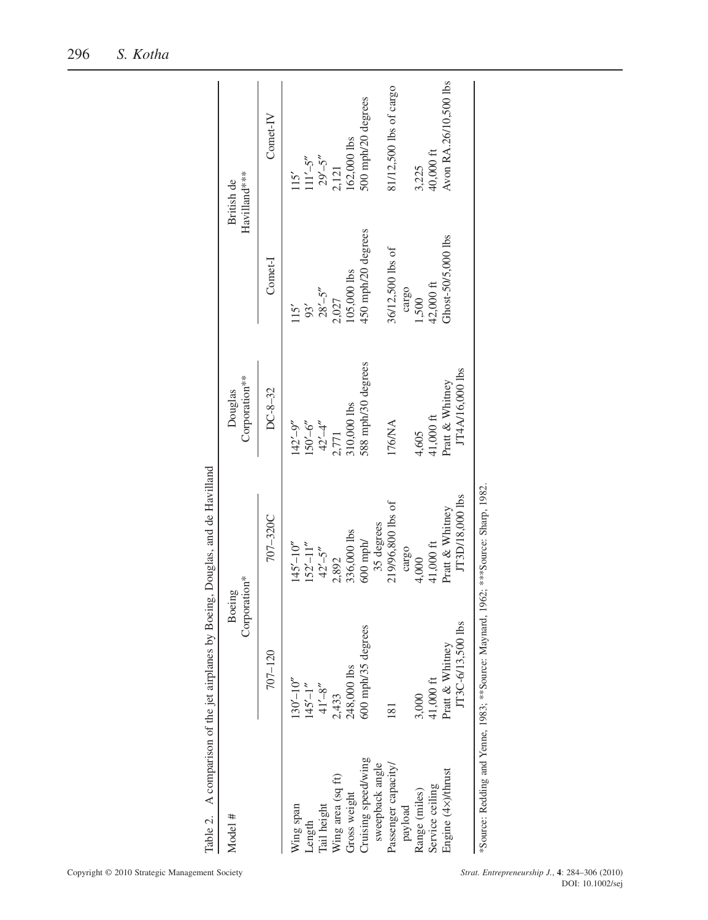Table 2. A comparison of the jet airplanes by Boeing, Douglas, and de Havilland

| Model # | Boeing Corporation* | | Douglas Corporation** | British de Havilland*** | |
|---|---|---|---|---|---|
| | 707–120 | 707–320C | DC-8–32 | Comet-I | Comet-IV |
| Wing span | 130′–10″ | 145′–10″ | 142′–9″ | 115′ | 115′ |
| Length | 145′–1″ | 152′–11″ | 150′–6″ | 93′ | 111′–5″ |
| Tail height | 41′–8″ | 42′–5″ | 42′–4″ | 28′–5″ | 29′–5″ |
| Wing area (sq ft) | 2,433 | 2,892 | 2,771 | 2,027 | 2,121 |
| Gross weight | 248,000 lbs | 336,000 lbs | 310,000 lbs | 105,000 lbs | 162,000 lbs |
| Cruising speed/wing sweepback angle | 600 mph/35 degrees | 600 mph/ 35 degrees | 588 mph/30 degrees | 450 mph/20 degrees | 500 mph/20 degrees |
| Passenger capacity/ payload | 181 | 219/96,800 lbs of cargo | 176/NA | 36/12,500 lbs of cargo | 81/12,500 lbs of cargo |
| Range (miles) | 3,000 | 4,000 | 4,605 | 1,500 | 3,225 |
| Service ceiling | 41,000 ft | 41,000 ft | 41,000 ft | 42,000 ft | 40,000 ft |
| Engine (4×)/thrust | Pratt & Whitney JT3C-6/13,500 lbs | Pratt & Whitney JT3D/18,000 lbs | Pratt & Whitney JT4A/16,000 lbs | Ghost-50/5,000 lbs | Avon RA.26/10,500 lbs |

*Source: Redding and Yenne, 1983; **Source: Maynard, 1962; ***Source: Sharp, 1982.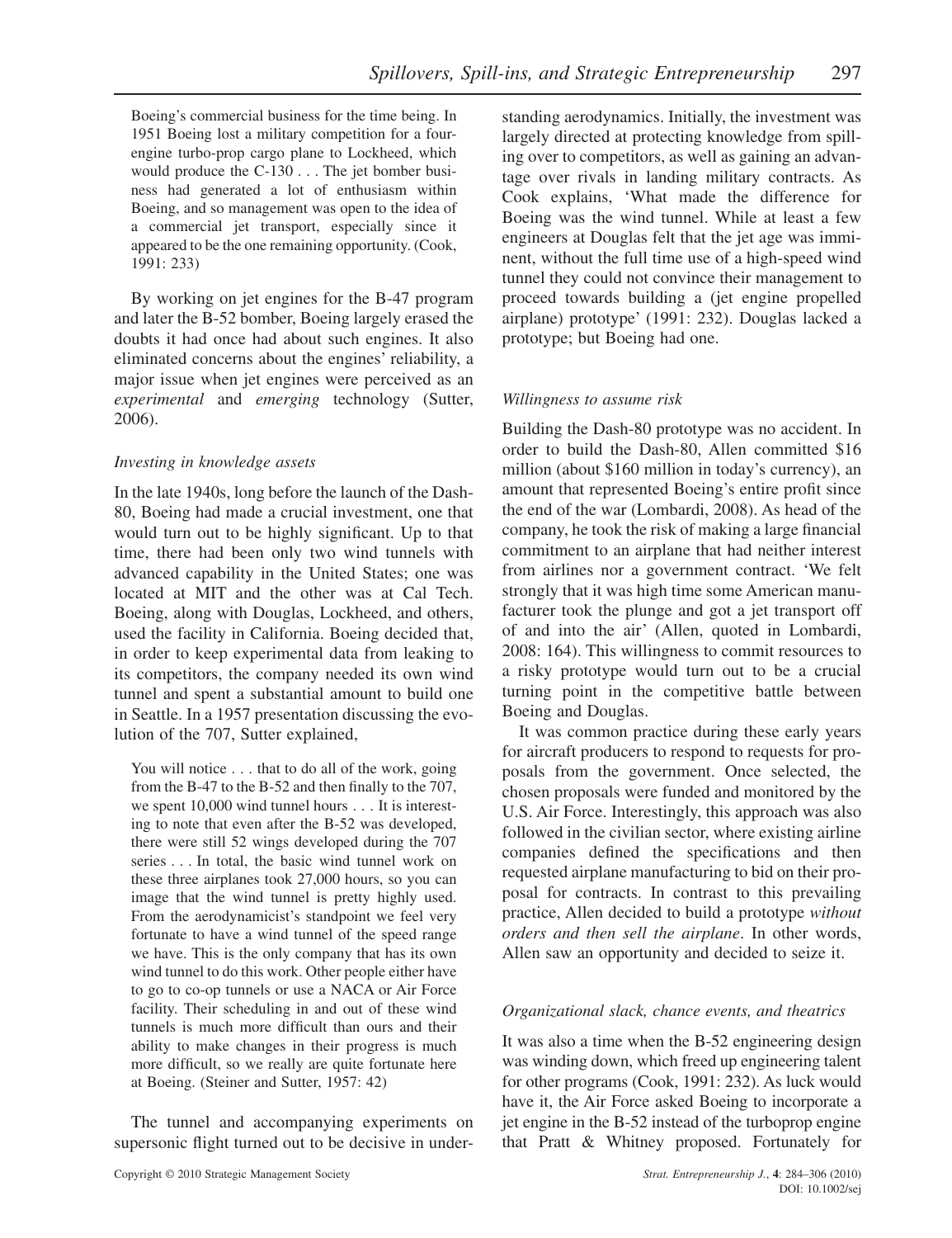> Boeing's commercial business for the time being. In 1951 Boeing lost a military competition for a four-engine turbo-prop cargo plane to Lockheed, which would produce the C-130 . . . The jet bomber business had generated a lot of enthusiasm within Boeing, and so management was open to the idea of a commercial jet transport, especially since it appeared to be the one remaining opportunity. (Cook, 1991: 233)

By working on jet engines for the B-47 program and later the B-52 bomber, Boeing largely erased the doubts it had once had about such engines. It also eliminated concerns about the engines' reliability, a major issue when jet engines were perceived as an *experimental* and *emerging* technology (Sutter, 2006).

### *Investing in knowledge assets*

In the late 1940s, long before the launch of the Dash-80, Boeing had made a crucial investment, one that would turn out to be highly significant. Up to that time, there had been only two wind tunnels with advanced capability in the United States; one was located at MIT and the other was at Cal Tech. Boeing, along with Douglas, Lockheed, and others, used the facility in California. Boeing decided that, in order to keep experimental data from leaking to its competitors, the company needed its own wind tunnel and spent a substantial amount to build one in Seattle. In a 1957 presentation discussing the evolution of the 707, Sutter explained,

> You will notice . . . that to do all of the work, going from the B-47 to the B-52 and then finally to the 707, we spent 10,000 wind tunnel hours . . . It is interesting to note that even after the B-52 was developed, there were still 52 wings developed during the 707 series . . . In total, the basic wind tunnel work on these three airplanes took 27,000 hours, so you can image that the wind tunnel is pretty highly used. From the aerodynamicist's standpoint we feel very fortunate to have a wind tunnel of the speed range we have. This is the only company that has its own wind tunnel to do this work. Other people either have to go to co-op tunnels or use a NACA or Air Force facility. Their scheduling in and out of these wind tunnels is much more difficult than ours and their ability to make changes in their progress is much more difficult, so we really are quite fortunate here at Boeing. (Steiner and Sutter, 1957: 42)

The tunnel and accompanying experiments on supersonic flight turned out to be decisive in understanding aerodynamics. Initially, the investment was largely directed at protecting knowledge from spilling over to competitors, as well as gaining an advantage over rivals in landing military contracts. As Cook explains, 'What made the difference for Boeing was the wind tunnel. While at least a few engineers at Douglas felt that the jet age was imminent, without the full time use of a high-speed wind tunnel they could not convince their management to proceed towards building a (jet engine propelled airplane) prototype' (1991: 232). Douglas lacked a prototype; but Boeing had one.

### *Willingness to assume risk*

Building the Dash-80 prototype was no accident. In order to build the Dash-80, Allen committed $16 million (about $160 million in today's currency), an amount that represented Boeing's entire profit since the end of the war (Lombardi, 2008). As head of the company, he took the risk of making a large financial commitment to an airplane that had neither interest from airlines nor a government contract. 'We felt strongly that it was high time some American manufacturer took the plunge and got a jet transport off of and into the air' (Allen, quoted in Lombardi, 2008: 164). This willingness to commit resources to a risky prototype would turn out to be a crucial turning point in the competitive battle between Boeing and Douglas.

It was common practice during these early years for aircraft producers to respond to requests for proposals from the government. Once selected, the chosen proposals were funded and monitored by the U.S. Air Force. Interestingly, this approach was also followed in the civilian sector, where existing airline companies defined the specifications and then requested airplane manufacturing to bid on their proposal for contracts. In contrast to this prevailing practice, Allen decided to build a prototype *without orders and then sell the airplane*. In other words, Allen saw an opportunity and decided to seize it.

### *Organizational slack, chance events, and theatrics*

It was also a time when the B-52 engineering design was winding down, which freed up engineering talent for other programs (Cook, 1991: 232). As luck would have it, the Air Force asked Boeing to incorporate a jet engine in the B-52 instead of the turboprop engine that Pratt & Whitney proposed. Fortunately for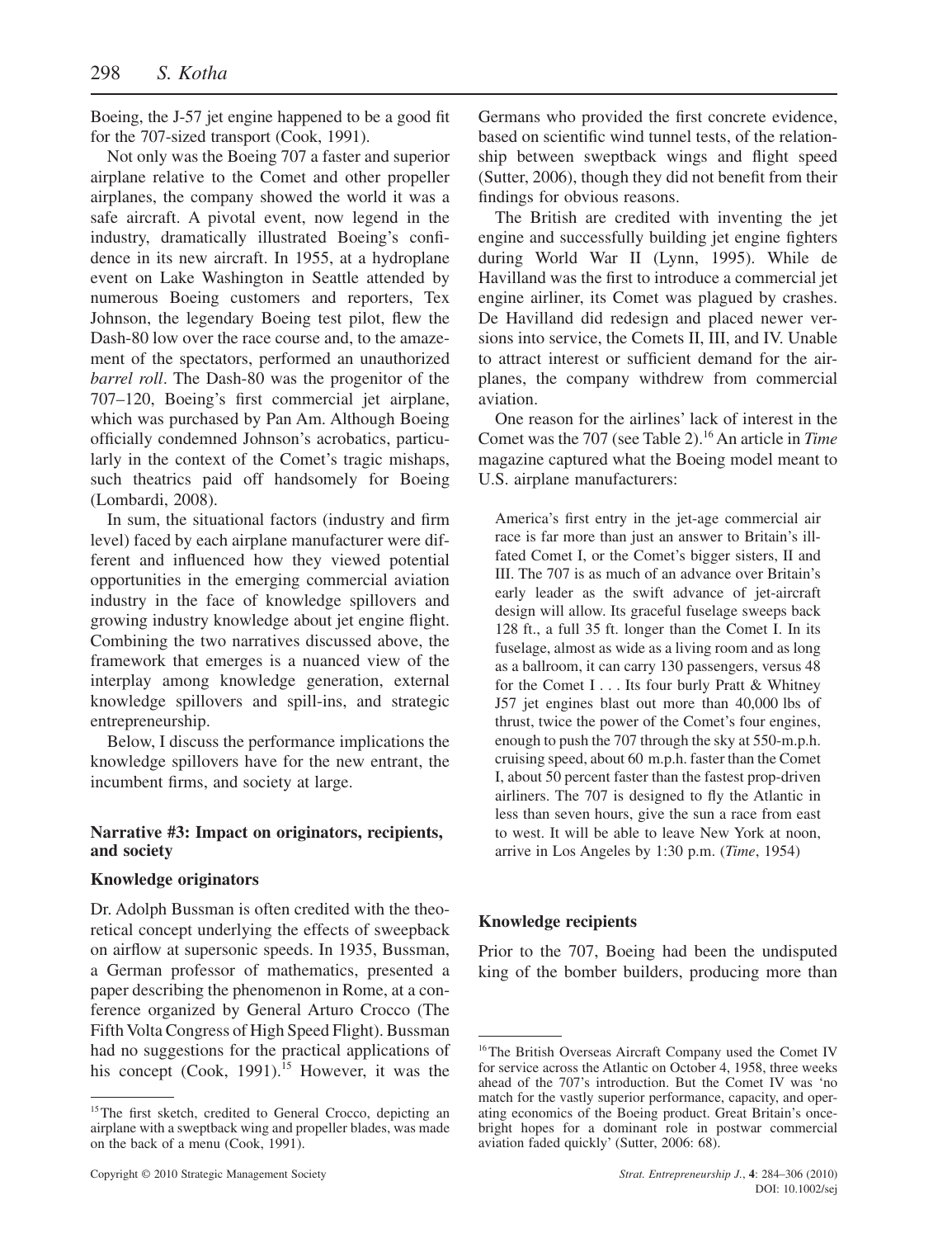Boeing, the J-57 jet engine happened to be a good fit for the 707-sized transport (Cook, 1991).

Not only was the Boeing 707 a faster and superior airplane relative to the Comet and other propeller airplanes, the company showed the world it was a safe aircraft. A pivotal event, now legend in the industry, dramatically illustrated Boeing's confidence in its new aircraft. In 1955, at a hydroplane event on Lake Washington in Seattle attended by numerous Boeing customers and reporters, Tex Johnson, the legendary Boeing test pilot, flew the Dash-80 low over the race course and, to the amazement of the spectators, performed an unauthorized *barrel roll*. The Dash-80 was the progenitor of the 707–120, Boeing's first commercial jet airplane, which was purchased by Pan Am. Although Boeing officially condemned Johnson's acrobatics, particularly in the context of the Comet's tragic mishaps, such theatrics paid off handsomely for Boeing (Lombardi, 2008).

In sum, the situational factors (industry and firm level) faced by each airplane manufacturer were different and influenced how they viewed potential opportunities in the emerging commercial aviation industry in the face of knowledge spillovers and growing industry knowledge about jet engine flight. Combining the two narratives discussed above, the framework that emerges is a nuanced view of the interplay among knowledge generation, external knowledge spillovers and spill-ins, and strategic entrepreneurship.

Below, I discuss the performance implications the knowledge spillovers have for the new entrant, the incumbent firms, and society at large.

## Narrative #3: Impact on originators, recipients, and society

### Knowledge originators

Dr. Adolph Bussman is often credited with the theoretical concept underlying the effects of sweepback on airflow at supersonic speeds. In 1935, Bussman, a German professor of mathematics, presented a paper describing the phenomenon in Rome, at a conference organized by General Arturo Crocco (The Fifth Volta Congress of High Speed Flight). Bussman had no suggestions for the practical applications of his concept (Cook, 1991).[15] However, it was the Germans who provided the first concrete evidence, based on scientific wind tunnel tests, of the relationship between sweptback wings and flight speed (Sutter, 2006), though they did not benefit from their findings for obvious reasons.

The British are credited with inventing the jet engine and successfully building jet engine fighters during World War II (Lynn, 1995). While de Havilland was the first to introduce a commercial jet engine airliner, its Comet was plagued by crashes. De Havilland did redesign and placed newer versions into service, the Comets II, III, and IV. Unable to attract interest or sufficient demand for the airplanes, the company withdrew from commercial aviation.

One reason for the airlines' lack of interest in the Comet was the 707 (see Table 2).[16] An article in *Time* magazine captured what the Boeing model meant to U.S. airplane manufacturers:

> America's first entry in the jet-age commercial air race is far more than just an answer to Britain's ill-fated Comet I, or the Comet's bigger sisters, II and III. The 707 is as much of an advance over Britain's early leader as the swift advance of jet-aircraft design will allow. Its graceful fuselage sweeps back 128 ft., a full 35 ft. longer than the Comet I. In its fuselage, almost as wide as a living room and as long as a ballroom, it can carry 130 passengers, versus 48 for the Comet I . . . Its four burly Pratt & Whitney J57 jet engines blast out more than 40,000 lbs of thrust, twice the power of the Comet's four engines, enough to push the 707 through the sky at 550-m.p.h. cruising speed, about 60 m.p.h. faster than the Comet I, about 50 percent faster than the fastest prop-driven airliners. The 707 is designed to fly the Atlantic in less than seven hours, give the sun a race from east to west. It will be able to leave New York at noon, arrive in Los Angeles by 1:30 p.m. (*Time*, 1954)

### Knowledge recipients

Prior to the 707, Boeing had been the undisputed king of the bomber builders, producing more than

---

[15] The first sketch, credited to General Crocco, depicting an airplane with a sweptback wing and propeller blades, was made on the back of a menu (Cook, 1991).

[16] The British Overseas Aircraft Company used the Comet IV for service across the Atlantic on October 4, 1958, three weeks ahead of the 707's introduction. But the Comet IV was 'no match for the vastly superior performance, capacity, and operating economics of the Boeing product. Great Britain's once-bright hopes for a dominant role in postwar commercial aviation faded quickly' (Sutter, 2006: 68).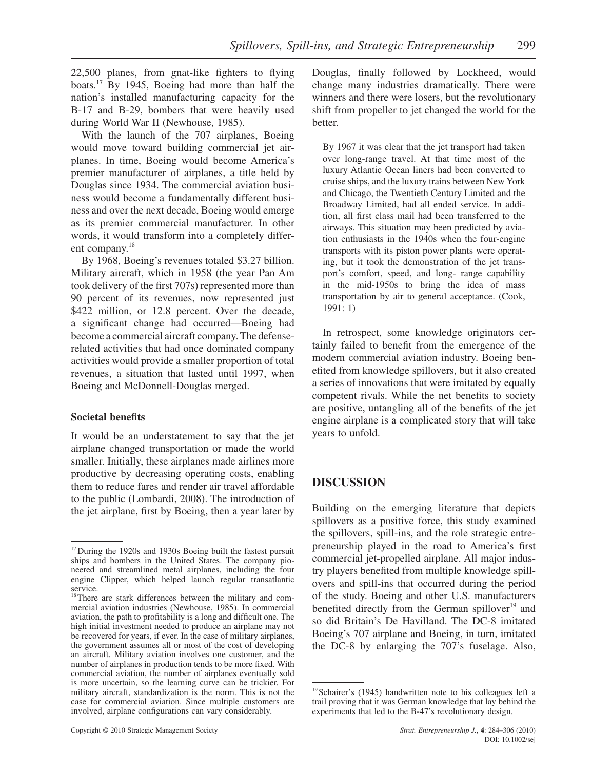22,500 planes, from gnat-like fighters to flying boats.[17] By 1945, Boeing had more than half the nation's installed manufacturing capacity for the B-17 and B-29, bombers that were heavily used during World War II (Newhouse, 1985).

With the launch of the 707 airplanes, Boeing would move toward building commercial jet airplanes. In time, Boeing would become America's premier manufacturer of airplanes, a title held by Douglas since 1934. The commercial aviation business would become a fundamentally different business and over the next decade, Boeing would emerge as its premier commercial manufacturer. In other words, it would transform into a completely different company.[18]

By 1968, Boeing's revenues totaled $3.27 billion. Military aircraft, which in 1958 (the year Pan Am took delivery of the first 707s) represented more than 90 percent of its revenues, now represented just $422 million, or 12.8 percent. Over the decade, a significant change had occurred—Boeing had become a commercial aircraft company. The defense-related activities that had once dominated company activities would provide a smaller proportion of total revenues, a situation that lasted until 1997, when Boeing and McDonnell-Douglas merged.

### Societal benefits

It would be an understatement to say that the jet airplane changed transportation or made the world smaller. Initially, these airplanes made airlines more productive by decreasing operating costs, enabling them to reduce fares and render air travel affordable to the public (Lombardi, 2008). The introduction of the jet airplane, first by Boeing, then a year later by Douglas, finally followed by Lockheed, would change many industries dramatically. There were winners and there were losers, but the revolutionary shift from propeller to jet changed the world for the better.

> By 1967 it was clear that the jet transport had taken over long-range travel. At that time most of the luxury Atlantic Ocean liners had been converted to cruise ships, and the luxury trains between New York and Chicago, the Twentieth Century Limited and the Broadway Limited, had all ended service. In addition, all first class mail had been transferred to the airways. This situation may been predicted by aviation enthusiasts in the 1940s when the four-engine transports with its piston power plants were operating, but it took the demonstration of the jet transport's comfort, speed, and long- range capability in the mid-1950s to bring the idea of mass transportation by air to general acceptance. (Cook, 1991: 1)

In retrospect, some knowledge originators certainly failed to benefit from the emergence of the modern commercial aviation industry. Boeing benefited from knowledge spillovers, but it also created a series of innovations that were imitated by equally competent rivals. While the net benefits to society are positive, untangling all of the benefits of the jet engine airplane is a complicated story that will take years to unfold.

## DISCUSSION

Building on the emerging literature that depicts spillovers as a positive force, this study examined the spillovers, spill-ins, and the role strategic entrepreneurship played in the road to America's first commercial jet-propelled airplane. All major industry players benefited from multiple knowledge spillovers and spill-ins that occurred during the period of the study. Boeing and other U.S. manufacturers benefited directly from the German spillover[19] and so did Britain's De Havilland. The DC-8 imitated Boeing's 707 airplane and Boeing, in turn, imitated the DC-8 by enlarging the 707's fuselage. Also,

---

[17] During the 1920s and 1930s Boeing built the fastest pursuit ships and bombers in the United States. The company pioneered and streamlined metal airplanes, including the four engine Clipper, which helped launch regular transatlantic service.

[18] There are stark differences between the military and commercial aviation industries (Newhouse, 1985). In commercial aviation, the path to profitability is a long and difficult one. The high initial investment needed to produce an airplane may not be recovered for years, if ever. In the case of military airplanes, the government assumes all or most of the cost of developing an aircraft. Military aviation involves one customer, and the number of airplanes in production tends to be more fixed. With commercial aviation, the number of airplanes eventually sold is more uncertain, so the learning curve can be trickier. For military aircraft, standardization is the norm. This is not the case for commercial aviation. Since multiple customers are involved, airplane configurations can vary considerably.

[19] Schairer's (1945) handwritten note to his colleagues left a trail proving that it was German knowledge that lay behind the experiments that led to the B-47's revolutionary design.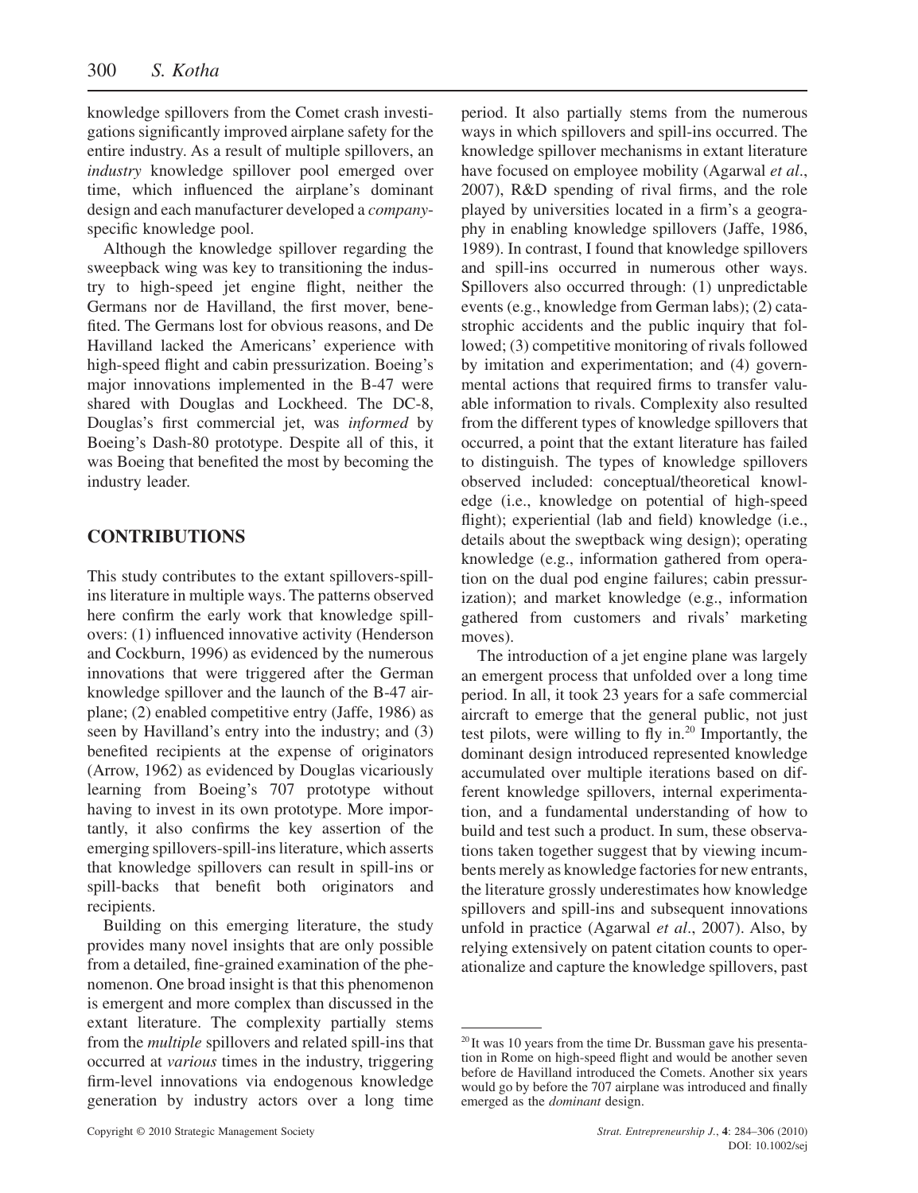knowledge spillovers from the Comet crash investigations significantly improved airplane safety for the entire industry. As a result of multiple spillovers, an *industry* knowledge spillover pool emerged over time, which influenced the airplane's dominant design and each manufacturer developed a *company*-specific knowledge pool.

Although the knowledge spillover regarding the sweepback wing was key to transitioning the industry to high-speed jet engine flight, neither the Germans nor de Havilland, the first mover, benefited. The Germans lost for obvious reasons, and De Havilland lacked the Americans' experience with high-speed flight and cabin pressurization. Boeing's major innovations implemented in the B-47 were shared with Douglas and Lockheed. The DC-8, Douglas's first commercial jet, was *informed* by Boeing's Dash-80 prototype. Despite all of this, it was Boeing that benefited the most by becoming the industry leader.

## CONTRIBUTIONS

This study contributes to the extant spillovers-spill-ins literature in multiple ways. The patterns observed here confirm the early work that knowledge spillovers: (1) influenced innovative activity (Henderson and Cockburn, 1996) as evidenced by the numerous innovations that were triggered after the German knowledge spillover and the launch of the B-47 airplane; (2) enabled competitive entry (Jaffe, 1986) as seen by Havilland's entry into the industry; and (3) benefited recipients at the expense of originators (Arrow, 1962) as evidenced by Douglas vicariously learning from Boeing's 707 prototype without having to invest in its own prototype. More importantly, it also confirms the key assertion of the emerging spillovers-spill-ins literature, which asserts that knowledge spillovers can result in spill-ins or spill-backs that benefit both originators and recipients.

Building on this emerging literature, the study provides many novel insights that are only possible from a detailed, fine-grained examination of the phenomenon. One broad insight is that this phenomenon is emergent and more complex than discussed in the extant literature. The complexity partially stems from the *multiple* spillovers and related spill-ins that occurred at *various* times in the industry, triggering firm-level innovations via endogenous knowledge generation by industry actors over a long time period. It also partially stems from the numerous ways in which spillovers and spill-ins occurred. The knowledge spillover mechanisms in extant literature have focused on employee mobility (Agarwal *et al*., 2007), R&D spending of rival firms, and the role played by universities located in a firm's a geography in enabling knowledge spillovers (Jaffe, 1986, 1989). In contrast, I found that knowledge spillovers and spill-ins occurred in numerous other ways. Spillovers also occurred through: (1) unpredictable events (e.g., knowledge from German labs); (2) catastrophic accidents and the public inquiry that followed; (3) competitive monitoring of rivals followed by imitation and experimentation; and (4) governmental actions that required firms to transfer valuable information to rivals. Complexity also resulted from the different types of knowledge spillovers that occurred, a point that the extant literature has failed to distinguish. The types of knowledge spillovers observed included: conceptual/theoretical knowledge (i.e., knowledge on potential of high-speed flight); experiential (lab and field) knowledge (i.e., details about the sweptback wing design); operating knowledge (e.g., information gathered from operation on the dual pod engine failures; cabin pressurization); and market knowledge (e.g., information gathered from customers and rivals' marketing moves).

The introduction of a jet engine plane was largely an emergent process that unfolded over a long time period. In all, it took 23 years for a safe commercial aircraft to emerge that the general public, not just test pilots, were willing to fly in.[20] Importantly, the dominant design introduced represented knowledge accumulated over multiple iterations based on different knowledge spillovers, internal experimentation, and a fundamental understanding of how to build and test such a product. In sum, these observations taken together suggest that by viewing incumbents merely as knowledge factories for new entrants, the literature grossly underestimates how knowledge spillovers and spill-ins and subsequent innovations unfold in practice (Agarwal *et al*., 2007). Also, by relying extensively on patent citation counts to operationalize and capture the knowledge spillovers, past

[20] It was 10 years from the time Dr. Bussman gave his presentation in Rome on high-speed flight and would be another seven before de Havilland introduced the Comets. Another six years would go by before the 707 airplane was introduced and finally emerged as the *dominant* design.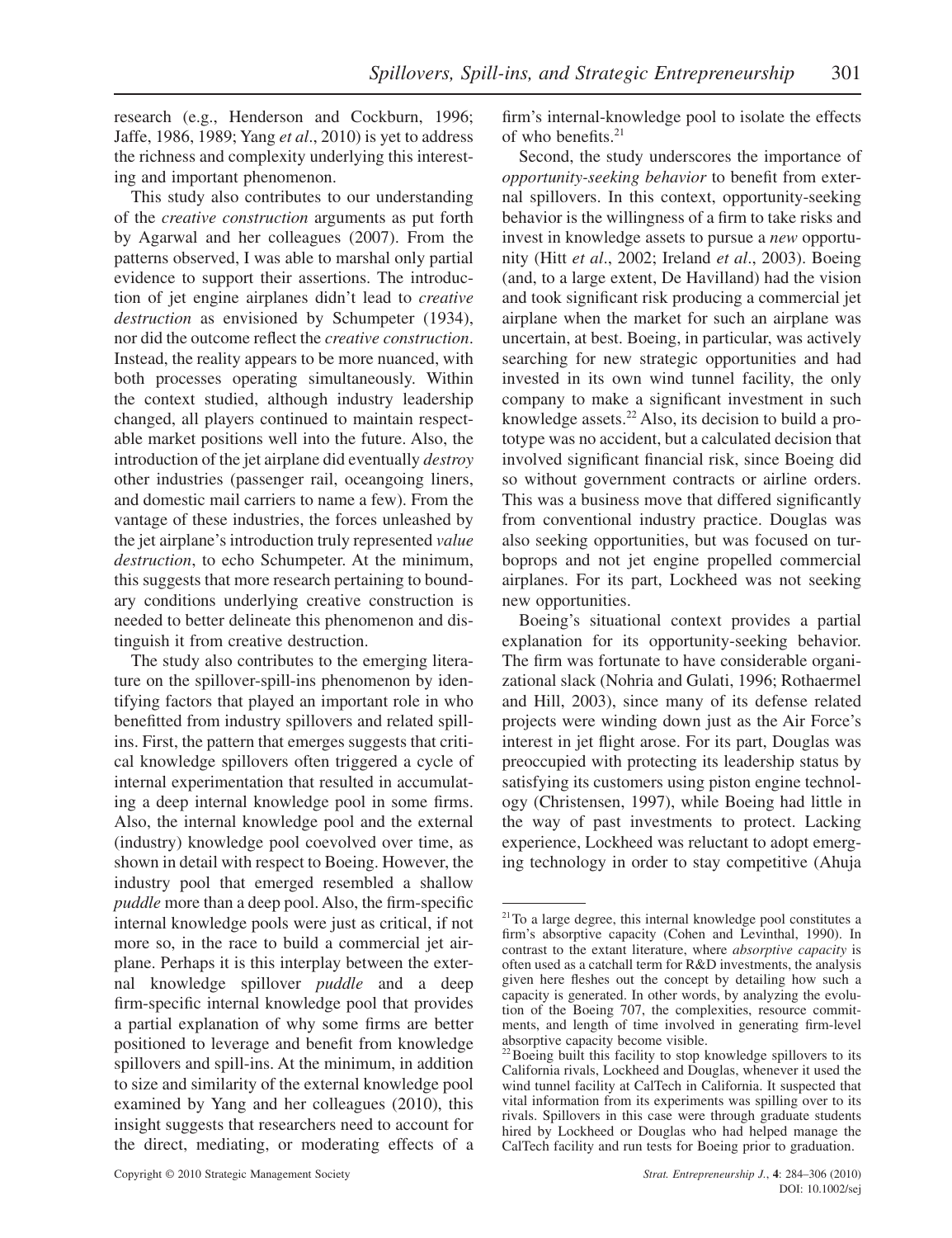research (e.g., Henderson and Cockburn, 1996; Jaffe, 1986, 1989; Yang *et al*., 2010) is yet to address the richness and complexity underlying this interesting and important phenomenon.

This study also contributes to our understanding of the *creative construction* arguments as put forth by Agarwal and her colleagues (2007). From the patterns observed, I was able to marshal only partial evidence to support their assertions. The introduction of jet engine airplanes didn't lead to *creative destruction* as envisioned by Schumpeter (1934), nor did the outcome reflect the *creative construction*. Instead, the reality appears to be more nuanced, with both processes operating simultaneously. Within the context studied, although industry leadership changed, all players continued to maintain respectable market positions well into the future. Also, the introduction of the jet airplane did eventually *destroy* other industries (passenger rail, oceangoing liners, and domestic mail carriers to name a few). From the vantage of these industries, the forces unleashed by the jet airplane's introduction truly represented *value destruction*, to echo Schumpeter. At the minimum, this suggests that more research pertaining to boundary conditions underlying creative construction is needed to better delineate this phenomenon and distinguish it from creative destruction.

The study also contributes to the emerging literature on the spillover-spill-ins phenomenon by identifying factors that played an important role in who benefitted from industry spillovers and related spill-ins. First, the pattern that emerges suggests that critical knowledge spillovers often triggered a cycle of internal experimentation that resulted in accumulating a deep internal knowledge pool in some firms. Also, the internal knowledge pool and the external (industry) knowledge pool coevolved over time, as shown in detail with respect to Boeing. However, the industry pool that emerged resembled a shallow *puddle* more than a deep pool. Also, the firm-specific internal knowledge pools were just as critical, if not more so, in the race to build a commercial jet airplane. Perhaps it is this interplay between the external knowledge spillover *puddle* and a deep firm-specific internal knowledge pool that provides a partial explanation of why some firms are better positioned to leverage and benefit from knowledge spillovers and spill-ins. At the minimum, in addition to size and similarity of the external knowledge pool examined by Yang and her colleagues (2010), this insight suggests that researchers need to account for the direct, mediating, or moderating effects of a firm's internal-knowledge pool to isolate the effects of who benefits.[21]

Second, the study underscores the importance of *opportunity-seeking behavior* to benefit from external spillovers. In this context, opportunity-seeking behavior is the willingness of a firm to take risks and invest in knowledge assets to pursue a *new* opportunity (Hitt *et al*., 2002; Ireland *et al*., 2003). Boeing (and, to a large extent, De Havilland) had the vision and took significant risk producing a commercial jet airplane when the market for such an airplane was uncertain, at best. Boeing, in particular, was actively searching for new strategic opportunities and had invested in its own wind tunnel facility, the only company to make a significant investment in such knowledge assets.[22] Also, its decision to build a prototype was no accident, but a calculated decision that involved significant financial risk, since Boeing did so without government contracts or airline orders. This was a business move that differed significantly from conventional industry practice. Douglas was also seeking opportunities, but was focused on turboprops and not jet engine propelled commercial airplanes. For its part, Lockheed was not seeking new opportunities.

Boeing's situational context provides a partial explanation for its opportunity-seeking behavior. The firm was fortunate to have considerable organizational slack (Nohria and Gulati, 1996; Rothaermel and Hill, 2003), since many of its defense related projects were winding down just as the Air Force's interest in jet flight arose. For its part, Douglas was preoccupied with protecting its leadership status by satisfying its customers using piston engine technology (Christensen, 1997), while Boeing had little in the way of past investments to protect. Lacking experience, Lockheed was reluctant to adopt emerging technology in order to stay competitive (Ahuja

---

[21] To a large degree, this internal knowledge pool constitutes a firm's absorptive capacity (Cohen and Levinthal, 1990). In contrast to the extant literature, where *absorptive capacity* is often used as a catchall term for R&D investments, the analysis given here fleshes out the concept by detailing how such a capacity is generated. In other words, by analyzing the evolution of the Boeing 707, the complexities, resource commitments, and length of time involved in generating firm-level absorptive capacity become visible.

[22] Boeing built this facility to stop knowledge spillovers to its California rivals, Lockheed and Douglas, whenever it used the wind tunnel facility at CalTech in California. It suspected that vital information from its experiments was spilling over to its rivals. Spillovers in this case were through graduate students hired by Lockheed or Douglas who had helped manage the CalTech facility and run tests for Boeing prior to graduation.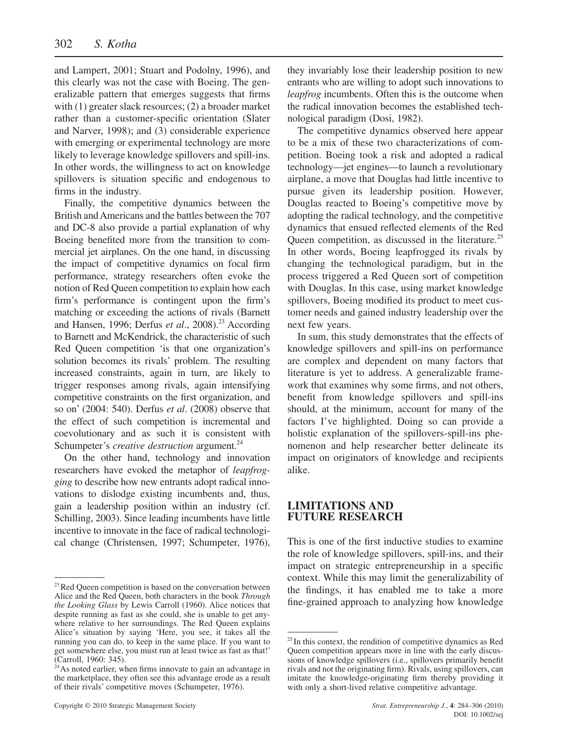and Lampert, 2001; Stuart and Podolny, 1996), and this clearly was not the case with Boeing. The generalizable pattern that emerges suggests that firms with (1) greater slack resources; (2) a broader market rather than a customer-specific orientation (Slater and Narver, 1998); and (3) considerable experience with emerging or experimental technology are more likely to leverage knowledge spillovers and spill-ins. In other words, the willingness to act on knowledge spillovers is situation specific and endogenous to firms in the industry.

Finally, the competitive dynamics between the British and Americans and the battles between the 707 and DC-8 also provide a partial explanation of why Boeing benefited more from the transition to commercial jet airplanes. On the one hand, in discussing the impact of competitive dynamics on focal firm performance, strategy researchers often evoke the notion of Red Queen competition to explain how each firm's performance is contingent upon the firm's matching or exceeding the actions of rivals (Barnett and Hansen, 1996; Derfus *et al*., 2008).[23] According to Barnett and McKendrick, the characteristic of such Red Queen competition 'is that one organization's solution becomes its rivals' problem. The resulting increased constraints, again in turn, are likely to trigger responses among rivals, again intensifying competitive constraints on the first organization, and so on' (2004: 540). Derfus *et al*. (2008) observe that the effect of such competition is incremental and coevolutionary and as such it is consistent with Schumpeter's *creative destruction* argument.[24]

On the other hand, technology and innovation researchers have evoked the metaphor of *leapfrogging* to describe how new entrants adopt radical innovations to dislodge existing incumbents and, thus, gain a leadership position within an industry (cf. Schilling, 2003). Since leading incumbents have little incentive to innovate in the face of radical technological change (Christensen, 1997; Schumpeter, 1976), they invariably lose their leadership position to new entrants who are willing to adopt such innovations to *leapfrog* incumbents. Often this is the outcome when the radical innovation becomes the established technological paradigm (Dosi, 1982).

The competitive dynamics observed here appear to be a mix of these two characterizations of competition. Boeing took a risk and adopted a radical technology—jet engines—to launch a revolutionary airplane, a move that Douglas had little incentive to pursue given its leadership position. However, Douglas reacted to Boeing's competitive move by adopting the radical technology, and the competitive dynamics that ensued reflected elements of the Red Queen competition, as discussed in the literature.[25] In other words, Boeing leapfrogged its rivals by changing the technological paradigm, but in the process triggered a Red Queen sort of competition with Douglas. In this case, using market knowledge spillovers, Boeing modified its product to meet customer needs and gained industry leadership over the next few years.

In sum, this study demonstrates that the effects of knowledge spillovers and spill-ins on performance are complex and dependent on many factors that literature is yet to address. A generalizable framework that examines why some firms, and not others, benefit from knowledge spillovers and spill-ins should, at the minimum, account for many of the factors I've highlighted. Doing so can provide a holistic explanation of the spillovers-spill-ins phenomenon and help researcher better delineate its impact on originators of knowledge and recipients alike.

## LIMITATIONS AND FUTURE RESEARCH

This is one of the first inductive studies to examine the role of knowledge spillovers, spill-ins, and their impact on strategic entrepreneurship in a specific context. While this may limit the generalizability of the findings, it has enabled me to take a more fine-grained approach to analyzing how knowledge

[23] Red Queen competition is based on the conversation between Alice and the Red Queen, both characters in the book *Through the Looking Glass* by Lewis Carroll (1960). Alice notices that despite running as fast as she could, she is unable to get anywhere relative to her surroundings. The Red Queen explains Alice's situation by saying 'Here, you see, it takes all the running you can do, to keep in the same place. If you want to get somewhere else, you must run at least twice as fast as that!' (Carroll, 1960: 345).

[24] As noted earlier, when firms innovate to gain an advantage in the marketplace, they often see this advantage erode as a result of their rivals' competitive moves (Schumpeter, 1976).

[25] In this context, the rendition of competitive dynamics as Red Queen competition appears more in line with the early discussions of knowledge spillovers (i.e., spillovers primarily benefit rivals and not the originating firm). Rivals, using spillovers, can imitate the knowledge-originating firm thereby providing it with only a short-lived relative competitive advantage.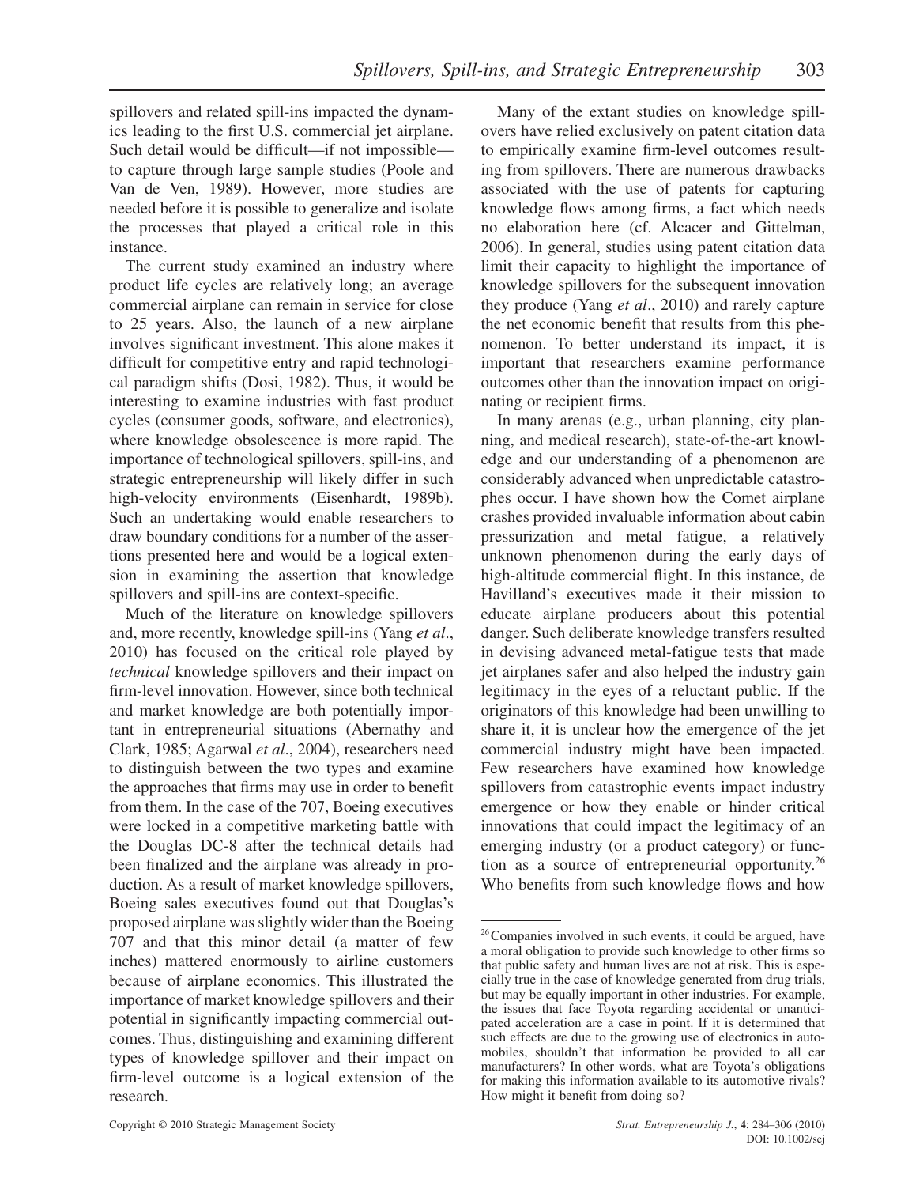spillovers and related spill-ins impacted the dynamics leading to the first U.S. commercial jet airplane. Such detail would be difficult—if not impossible—to capture through large sample studies (Poole and Van de Ven, 1989). However, more studies are needed before it is possible to generalize and isolate the processes that played a critical role in this instance.

The current study examined an industry where product life cycles are relatively long; an average commercial airplane can remain in service for close to 25 years. Also, the launch of a new airplane involves significant investment. This alone makes it difficult for competitive entry and rapid technological paradigm shifts (Dosi, 1982). Thus, it would be interesting to examine industries with fast product cycles (consumer goods, software, and electronics), where knowledge obsolescence is more rapid. The importance of technological spillovers, spill-ins, and strategic entrepreneurship will likely differ in such high-velocity environments (Eisenhardt, 1989b). Such an undertaking would enable researchers to draw boundary conditions for a number of the assertions presented here and would be a logical extension in examining the assertion that knowledge spillovers and spill-ins are context-specific.

Much of the literature on knowledge spillovers and, more recently, knowledge spill-ins (Yang *et al*., 2010) has focused on the critical role played by *technical* knowledge spillovers and their impact on firm-level innovation. However, since both technical and market knowledge are both potentially important in entrepreneurial situations (Abernathy and Clark, 1985; Agarwal *et al*., 2004), researchers need to distinguish between the two types and examine the approaches that firms may use in order to benefit from them. In the case of the 707, Boeing executives were locked in a competitive marketing battle with the Douglas DC-8 after the technical details had been finalized and the airplane was already in production. As a result of market knowledge spillovers, Boeing sales executives found out that Douglas's proposed airplane was slightly wider than the Boeing 707 and that this minor detail (a matter of few inches) mattered enormously to airline customers because of airplane economics. This illustrated the importance of market knowledge spillovers and their potential in significantly impacting commercial outcomes. Thus, distinguishing and examining different types of knowledge spillover and their impact on firm-level outcome is a logical extension of the research.

Many of the extant studies on knowledge spillovers have relied exclusively on patent citation data to empirically examine firm-level outcomes resulting from spillovers. There are numerous drawbacks associated with the use of patents for capturing knowledge flows among firms, a fact which needs no elaboration here (cf. Alcacer and Gittelman, 2006). In general, studies using patent citation data limit their capacity to highlight the importance of knowledge spillovers for the subsequent innovation they produce (Yang *et al*., 2010) and rarely capture the net economic benefit that results from this phenomenon. To better understand its impact, it is important that researchers examine performance outcomes other than the innovation impact on originating or recipient firms.

In many arenas (e.g., urban planning, city planning, and medical research), state-of-the-art knowledge and our understanding of a phenomenon are considerably advanced when unpredictable catastrophes occur. I have shown how the Comet airplane crashes provided invaluable information about cabin pressurization and metal fatigue, a relatively unknown phenomenon during the early days of high-altitude commercial flight. In this instance, de Havilland's executives made it their mission to educate airplane producers about this potential danger. Such deliberate knowledge transfers resulted in devising advanced metal-fatigue tests that made jet airplanes safer and also helped the industry gain legitimacy in the eyes of a reluctant public. If the originators of this knowledge had been unwilling to share it, it is unclear how the emergence of the jet commercial industry might have been impacted. Few researchers have examined how knowledge spillovers from catastrophic events impact industry emergence or how they enable or hinder critical innovations that could impact the legitimacy of an emerging industry (or a product category) or function as a source of entrepreneurial opportunity.[26] Who benefits from such knowledge flows and how

[26] Companies involved in such events, it could be argued, have a moral obligation to provide such knowledge to other firms so that public safety and human lives are not at risk. This is especially true in the case of knowledge generated from drug trials, but may be equally important in other industries. For example, the issues that face Toyota regarding accidental or unanticipated acceleration are a case in point. If it is determined that such effects are due to the growing use of electronics in automobiles, shouldn't that information be provided to all car manufacturers? In other words, what are Toyota's obligations for making this information available to its automotive rivals? How might it benefit from doing so?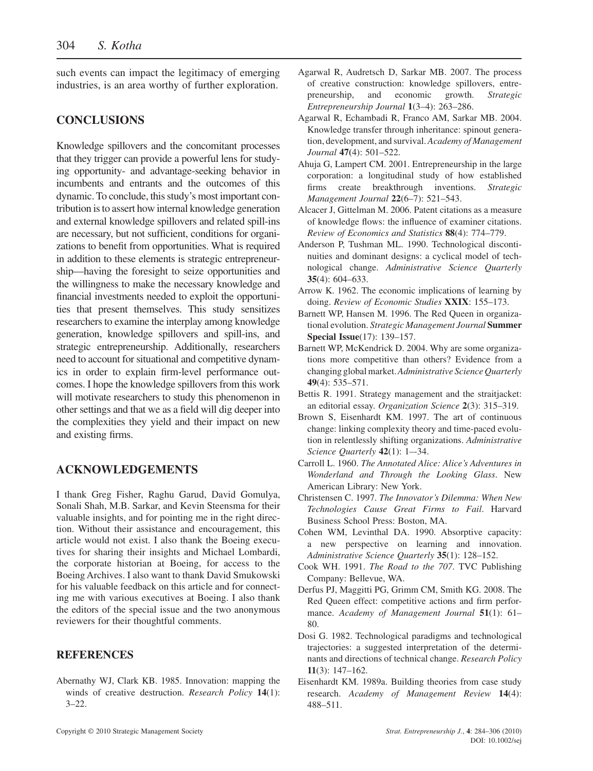such events can impact the legitimacy of emerging industries, is an area worthy of further exploration.

## CONCLUSIONS

Knowledge spillovers and the concomitant processes that they trigger can provide a powerful lens for studying opportunity- and advantage-seeking behavior in incumbents and entrants and the outcomes of this dynamic. To conclude, this study's most important contribution is to assert how internal knowledge generation and external knowledge spillovers and related spill-ins are necessary, but not sufficient, conditions for organizations to benefit from opportunities. What is required in addition to these elements is strategic entrepreneurship—having the foresight to seize opportunities and the willingness to make the necessary knowledge and financial investments needed to exploit the opportunities that present themselves. This study sensitizes researchers to examine the interplay among knowledge generation, knowledge spillovers and spill-ins, and strategic entrepreneurship. Additionally, researchers need to account for situational and competitive dynamics in order to explain firm-level performance outcomes. I hope the knowledge spillovers from this work will motivate researchers to study this phenomenon in other settings and that we as a field will dig deeper into the complexities they yield and their impact on new and existing firms.

## ACKNOWLEDGEMENTS

I thank Greg Fisher, Raghu Garud, David Gomulya, Sonali Shah, M.B. Sarkar, and Kevin Steensma for their valuable insights, and for pointing me in the right direction. Without their assistance and encouragement, this article would not exist. I also thank the Boeing executives for sharing their insights and Michael Lombardi, the corporate historian at Boeing, for access to the Boeing Archives. I also want to thank David Smukowski for his valuable feedback on this article and for connecting me with various executives at Boeing. I also thank the editors of the special issue and the two anonymous reviewers for their thoughtful comments.

## REFERENCES

Abernathy WJ, Clark KB. 1985. Innovation: mapping the winds of creative destruction. *Research Policy* **14**(1): 3–22.

Agarwal R, Audretsch D, Sarkar MB. 2007. The process of creative construction: knowledge spillovers, entrepreneurship, and economic growth. *Strategic Entrepreneurship Journal* **1**(3–4): 263–286.

Agarwal R, Echambadi R, Franco AM, Sarkar MB. 2004. Knowledge transfer through inheritance: spinout generation, development, and survival. *Academy of Management Journal* **47**(4): 501–522.

Ahuja G, Lampert CM. 2001. Entrepreneurship in the large corporation: a longitudinal study of how established firms create breakthrough inventions. *Strategic Management Journal* **22**(6–7): 521–543.

Alcacer J, Gittelman M. 2006. Patent citations as a measure of knowledge flows: the influence of examiner citations. *Review of Economics and Statistics* **88**(4): 774–779.

Anderson P, Tushman ML. 1990. Technological discontinuities and dominant designs: a cyclical model of technological change. *Administrative Science Quarterly* **35**(4): 604–633.

Arrow K. 1962. The economic implications of learning by doing. *Review of Economic Studies* **XXIX**: 155–173.

Barnett WP, Hansen M. 1996. The Red Queen in organizational evolution. *Strategic Management Journal* **Summer Special Issue**(17): 139–157.

Barnett WP, McKendrick D. 2004. Why are some organizations more competitive than others? Evidence from a changing global market. *Administrative Science Quarterly* **49**(4): 535–571.

Bettis R. 1991. Strategy management and the straitjacket: an editorial essay. *Organization Science* **2**(3): 315–319.

Brown S, Eisenhardt KM. 1997. The art of continuous change: linking complexity theory and time-paced evolution in relentlessly shifting organizations. *Administrative Science Quarterly* **42**(1): 1–-34.

Carroll L. 1960. *The Annotated Alice: Alice's Adventures in Wonderland and Through the Looking Glass*. New American Library: New York.

Christensen C. 1997. *The Innovator's Dilemma: When New Technologies Cause Great Firms to Fail*. Harvard Business School Press: Boston, MA.

Cohen WM, Levinthal DA. 1990. Absorptive capacity: a new perspective on learning and innovation. *Administrative Science Quarterly* **35**(1): 128–152.

Cook WH. 1991. *The Road to the 707*. TVC Publishing Company: Bellevue, WA.

Derfus PJ, Maggitti PG, Grimm CM, Smith KG. 2008. The Red Queen effect: competitive actions and firm performance. *Academy of Management Journal* **51**(1): 61–80.

Dosi G. 1982. Technological paradigms and technological trajectories: a suggested interpretation of the determinants and directions of technical change. *Research Policy* **11**(3): 147–162.

Eisenhardt KM. 1989a. Building theories from case study research. *Academy of Management Review* **14**(4): 488–511.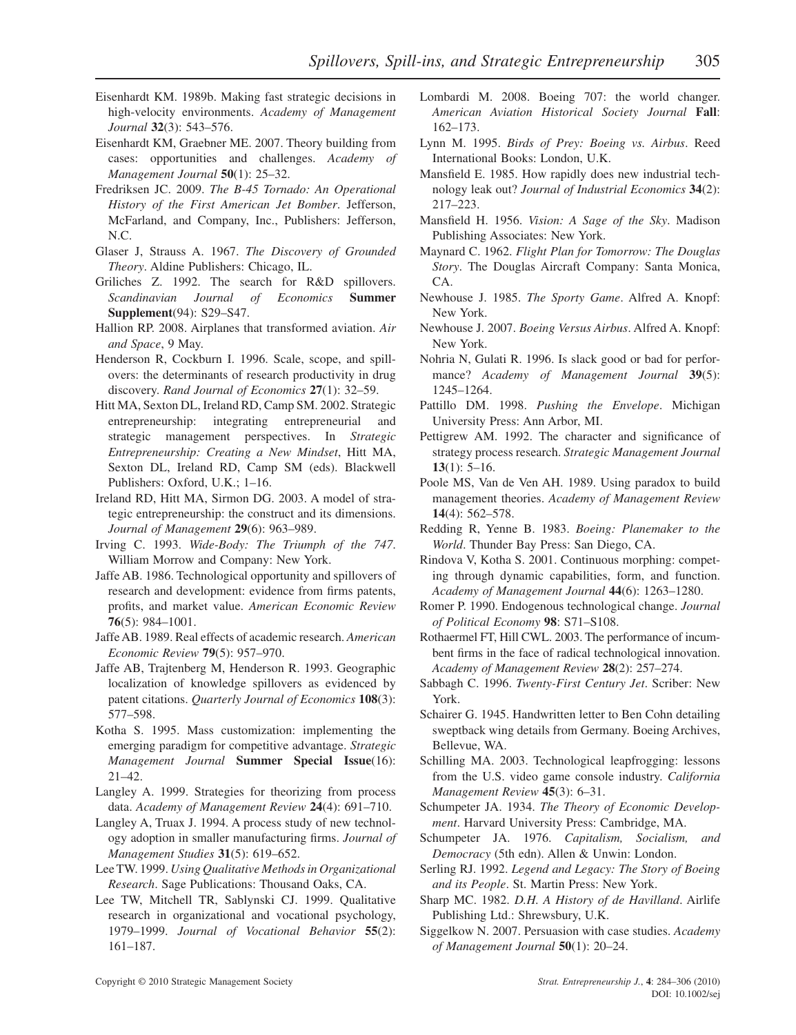Eisenhardt KM. 1989b. Making fast strategic decisions in high-velocity environments. *Academy of Management Journal* **32**(3): 543–576.

Eisenhardt KM, Graebner ME. 2007. Theory building from cases: opportunities and challenges. *Academy of Management Journal* **50**(1): 25–32.

Fredriksen JC. 2009. *The B-45 Tornado: An Operational History of the First American Jet Bomber*. Jefferson, McFarland, and Company, Inc., Publishers: Jefferson, N.C.

Glaser J, Strauss A. 1967. *The Discovery of Grounded Theory*. Aldine Publishers: Chicago, IL.

Griliches Z. 1992. The search for R&D spillovers. *Scandinavian Journal of Economics* **Summer Supplement**(94): S29–S47.

Hallion RP. 2008. Airplanes that transformed aviation. *Air and Space*, 9 May.

Henderson R, Cockburn I. 1996. Scale, scope, and spillovers: the determinants of research productivity in drug discovery. *Rand Journal of Economics* **27**(1): 32–59.

Hitt MA, Sexton DL, Ireland RD, Camp SM. 2002. Strategic entrepreneurship: integrating entrepreneurial and strategic management perspectives. In *Strategic Entrepreneurship: Creating a New Mindset*, Hitt MA, Sexton DL, Ireland RD, Camp SM (eds). Blackwell Publishers: Oxford, U.K.; 1–16.

Ireland RD, Hitt MA, Sirmon DG. 2003. A model of strategic entrepreneurship: the construct and its dimensions. *Journal of Management* **29**(6): 963–989.

Irving C. 1993. *Wide-Body: The Triumph of the 747*. William Morrow and Company: New York.

Jaffe AB. 1986. Technological opportunity and spillovers of research and development: evidence from firms patents, profits, and market value. *American Economic Review* **76**(5): 984–1001.

Jaffe AB. 1989. Real effects of academic research. *American Economic Review* **79**(5): 957–970.

Jaffe AB, Trajtenberg M, Henderson R. 1993. Geographic localization of knowledge spillovers as evidenced by patent citations. *Quarterly Journal of Economics* **108**(3): 577–598.

Kotha S. 1995. Mass customization: implementing the emerging paradigm for competitive advantage. *Strategic Management Journal* **Summer Special Issue**(16): 21–42.

Langley A. 1999. Strategies for theorizing from process data. *Academy of Management Review* **24**(4): 691–710.

Langley A, Truax J. 1994. A process study of new technology adoption in smaller manufacturing firms. *Journal of Management Studies* **31**(5): 619–652.

Lee TW. 1999. *Using Qualitative Methods in Organizational Research*. Sage Publications: Thousand Oaks, CA.

Lee TW, Mitchell TR, Sablynski CJ. 1999. Qualitative research in organizational and vocational psychology, 1979–1999. *Journal of Vocational Behavior* **55**(2): 161–187.

Lombardi M. 2008. Boeing 707: the world changer. *American Aviation Historical Society Journal* **Fall**: 162–173.

Lynn M. 1995. *Birds of Prey: Boeing vs. Airbus*. Reed International Books: London, U.K.

Mansfield E. 1985. How rapidly does new industrial technology leak out? *Journal of Industrial Economics* **34**(2): 217–223.

Mansfield H. 1956. *Vision: A Sage of the Sky*. Madison Publishing Associates: New York.

Maynard C. 1962. *Flight Plan for Tomorrow: The Douglas Story*. The Douglas Aircraft Company: Santa Monica, CA.

Newhouse J. 1985. *The Sporty Game*. Alfred A. Knopf: New York.

Newhouse J. 2007. *Boeing Versus Airbus*. Alfred A. Knopf: New York.

Nohria N, Gulati R. 1996. Is slack good or bad for performance? *Academy of Management Journal* **39**(5): 1245–1264.

Pattillo DM. 1998. *Pushing the Envelope*. Michigan University Press: Ann Arbor, MI.

Pettigrew AM. 1992. The character and significance of strategy process research. *Strategic Management Journal* **13**(1): 5–16.

Poole MS, Van de Ven AH. 1989. Using paradox to build management theories. *Academy of Management Review* **14**(4): 562–578.

Redding R, Yenne B. 1983. *Boeing: Planemaker to the World*. Thunder Bay Press: San Diego, CA.

Rindova V, Kotha S. 2001. Continuous morphing: competing through dynamic capabilities, form, and function. *Academy of Management Journal* **44**(6): 1263–1280.

Romer P. 1990. Endogenous technological change. *Journal of Political Economy* **98**: S71–S108.

Rothaermel FT, Hill CWL. 2003. The performance of incumbent firms in the face of radical technological innovation. *Academy of Management Review* **28**(2): 257–274.

Sabbagh C. 1996. *Twenty-First Century Jet*. Scriber: New York.

Schairer G. 1945. Handwritten letter to Ben Cohn detailing sweptback wing details from Germany. Boeing Archives, Bellevue, WA.

Schilling MA. 2003. Technological leapfrogging: lessons from the U.S. video game console industry. *California Management Review* **45**(3): 6–31.

Schumpeter JA. 1934. *The Theory of Economic Development*. Harvard University Press: Cambridge, MA.

Schumpeter JA. 1976. *Capitalism, Socialism, and Democracy* (5th edn). Allen & Unwin: London.

Serling RJ. 1992. *Legend and Legacy: The Story of Boeing and its People*. St. Martin Press: New York.

Sharp MC. 1982. *D.H. A History of de Havilland*. Airlife Publishing Ltd.: Shrewsbury, U.K.

Siggelkow N. 2007. Persuasion with case studies. *Academy of Management Journal* **50**(1): 20–24.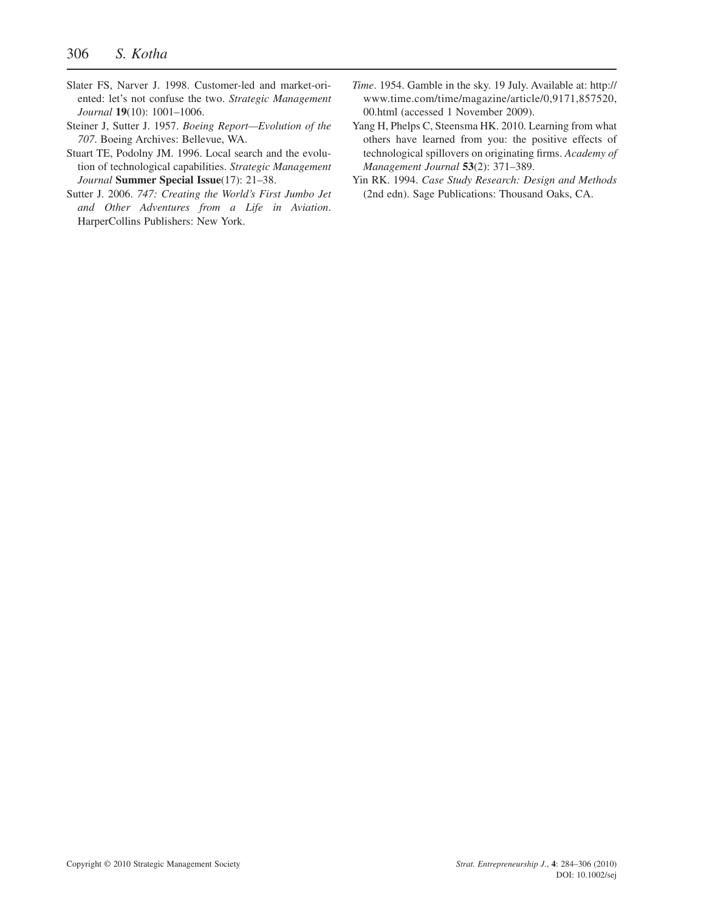Slater FS, Narver J. 1998. Customer-led and market-oriented: let's not confuse the two. *Strategic Management Journal* **19**(10): 1001–1006.

Steiner J, Sutter J. 1957. *Boeing Report—Evolution of the 707*. Boeing Archives: Bellevue, WA.

Stuart TE, Podolny JM. 1996. Local search and the evolution of technological capabilities. *Strategic Management Journal* **Summer Special Issue**(17): 21–38.

Sutter J. 2006. *747: Creating the World's First Jumbo Jet and Other Adventures from a Life in Aviation*. HarperCollins Publishers: New York.

*Time*. 1954. Gamble in the sky. 19 July. Available at: http://www.time.com/time/magazine/article/0,9171,857520,00.html (accessed 1 November 2009).

Yang H, Phelps C, Steensma HK. 2010. Learning from what others have learned from you: the positive effects of technological spillovers on originating firms. *Academy of Management Journal* **53**(2): 371–389.

Yin RK. 1994. *Case Study Research: Design and Methods* (2nd edn). Sage Publications: Thousand Oaks, CA.